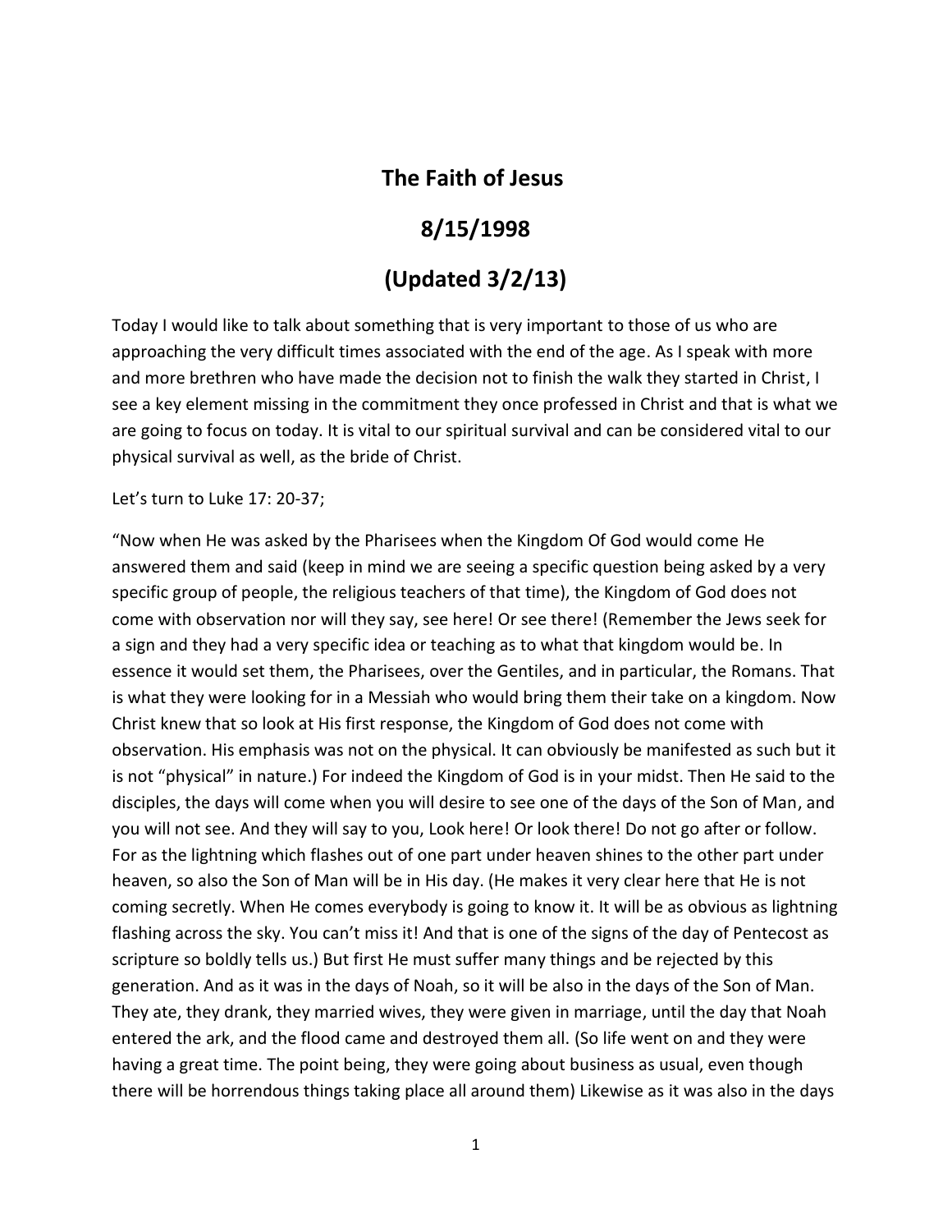# The Faith of Jesus

## 8/15/1998

## (Updated 3/2/13)

Today I would like to talk about something that is very important to those of us who are approaching the very difficult times associated with the end of the age. As I speak with more and more brethren who have made the decision not to finish the walk they started in Christ, I see a key element missing in the commitment they once professed in Christ and that is what we are going to focus on today. It is vital to our spiritual survival and can be considered vital to our physical survival as well, as the bride of Christ.

Let's turn to Luke 17: 20-37;

"Now when He was asked by the Pharisees when the Kingdom Of God would come He answered them and said (keep in mind we are seeing a specific question being asked by a very specific group of people, the religious teachers of that time), the Kingdom of God does not come with observation nor will they say, see here! Or see there! (Remember the Jews seek for a sign and they had a very specific idea or teaching as to what that kingdom would be. In essence it would set them, the Pharisees, over the Gentiles, and in particular, the Romans. That is what they were looking for in a Messiah who would bring them their take on a kingdom. Now Christ knew that so look at His first response, the Kingdom of God does not come with observation. His emphasis was not on the physical. It can obviously be manifested as such but it is not "physical" in nature.) For indeed the Kingdom of God is in your midst. Then He said to the disciples, the days will come when you will desire to see one of the days of the Son of Man, and you will not see. And they will say to you, Look here! Or look there! Do not go after or follow. For as the lightning which flashes out of one part under heaven shines to the other part under heaven, so also the Son of Man will be in His day. (He makes it very clear here that He is not coming secretly. When He comes everybody is going to know it. It will be as obvious as lightning flashing across the sky. You can't miss it! And that is one of the signs of the day of Pentecost as scripture so boldly tells us.) But first He must suffer many things and be rejected by this generation. And as it was in the days of Noah, so it will be also in the days of the Son of Man. They ate, they drank, they married wives, they were given in marriage, until the day that Noah entered the ark, and the flood came and destroyed them all. (So life went on and they were having a great time. The point being, they were going about business as usual, even though there will be horrendous things taking place all around them) Likewise as it was also in the days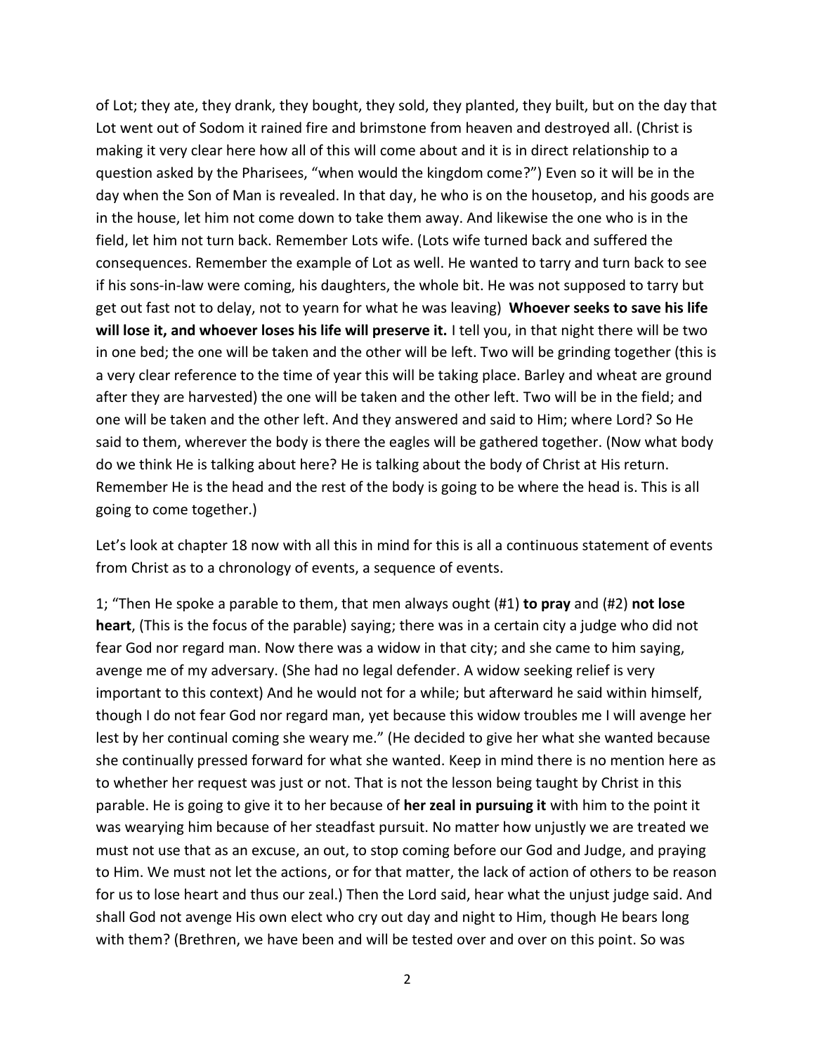of Lot; they ate, they drank, they bought, they sold, they planted, they built, but on the day that Lot went out of Sodom it rained fire and brimstone from heaven and destroyed all. (Christ is making it very clear here how all of this will come about and it is in direct relationship to a question asked by the Pharisees, "when would the kingdom come?") Even so it will be in the day when the Son of Man is revealed. In that day, he who is on the housetop, and his goods are in the house, let him not come down to take them away. And likewise the one who is in the field, let him not turn back. Remember Lots wife. (Lots wife turned back and suffered the consequences. Remember the example of Lot as well. He wanted to tarry and turn back to see if his sons-in-law were coming, his daughters, the whole bit. He was not supposed to tarry but get out fast not to delay, not to yearn for what he was leaving) **Whoever seeks to save his life will lose it, and whoever loses his life will preserve it.** I tell you, in that night there will be two in one bed; the one will be taken and the other will be left. Two will be grinding together (this is a very clear reference to the time of year this will be taking place. Barley and wheat are ground after they are harvested) the one will be taken and the other left. Two will be in the field; and one will be taken and the other left. And they answered and said to Him; where Lord? So He said to them, wherever the body is there the eagles will be gathered together. (Now what body do we think He is talking about here? He is talking about the body of Christ at His return. Remember He is the head and the rest of the body is going to be where the head is. This is all going to come together.)

Let's look at chapter 18 now with all this in mind for this is all a continuous statement of events from Christ as to a chronology of events, a sequence of events.

1; "Then He spoke a parable to them, that men always ought (#1) **to pray** and (#2) **not lose heart**, (This is the focus of the parable) saying; there was in a certain city a judge who did not fear God nor regard man. Now there was a widow in that city; and she came to him saying, avenge me of my adversary. (She had no legal defender. A widow seeking relief is very important to this context) And he would not for a while; but afterward he said within himself, though I do not fear God nor regard man, yet because this widow troubles me I will avenge her lest by her continual coming she weary me." (He decided to give her what she wanted because she continually pressed forward for what she wanted. Keep in mind there is no mention here as to whether her request was just or not. That is not the lesson being taught by Christ in this parable. He is going to give it to her because of **her zeal in pursuing it** with him to the point it was wearying him because of her steadfast pursuit. No matter how unjustly we are treated we must not use that as an excuse, an out, to stop coming before our God and Judge, and praying to Him. We must not let the actions, or for that matter, the lack of action of others to be reason for us to lose heart and thus our zeal.) Then the Lord said, hear what the unjust judge said. And shall God not avenge His own elect who cry out day and night to Him, though He bears long with them? (Brethren, we have been and will be tested over and over on this point. So was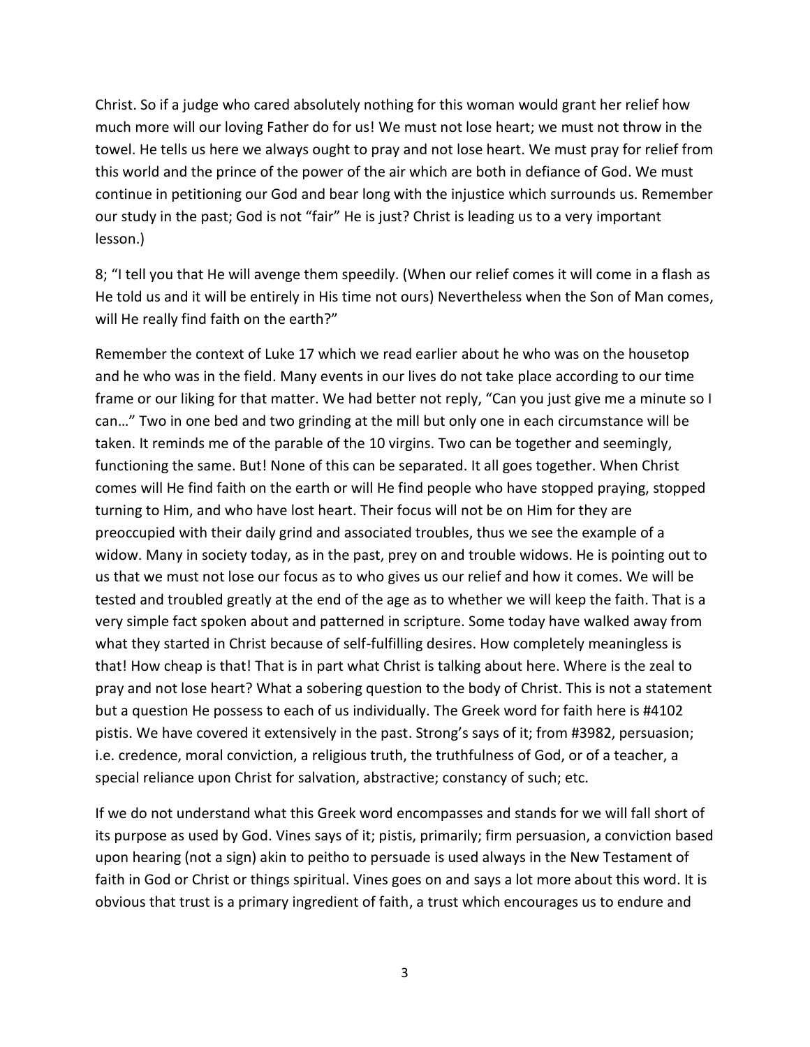Christ. So if a judge who cared absolutely nothing for this woman would grant her relief how much more will our loving Father do for us! We must not lose heart; we must not throw in the towel. He tells us here we always ought to pray and not lose heart. We must pray for relief from this world and the prince of the power of the air which are both in defiance of God. We must continue in petitioning our God and bear long with the injustice which surrounds us. Remember our study in the past; God is not "fair" He is just? Christ is leading us to a very important lesson.)

8; "I tell you that He will avenge them speedily. (When our relief comes it will come in a flash as He told us and it will be entirely in His time not ours) Nevertheless when the Son of Man comes, will He really find faith on the earth?"

Remember the context of Luke 17 which we read earlier about he who was on the housetop and he who was in the field. Many events in our lives do not take place according to our time frame or our liking for that matter. We had better not reply, "Can you just give me a minute so I can…" Two in one bed and two grinding at the mill but only one in each circumstance will be taken. It reminds me of the parable of the 10 virgins. Two can be together and seemingly, functioning the same. But! None of this can be separated. It all goes together. When Christ comes will He find faith on the earth or will He find people who have stopped praying, stopped turning to Him, and who have lost heart. Their focus will not be on Him for they are preoccupied with their daily grind and associated troubles, thus we see the example of a widow. Many in society today, as in the past, prey on and trouble widows. He is pointing out to us that we must not lose our focus as to who gives us our relief and how it comes. We will be tested and troubled greatly at the end of the age as to whether we will keep the faith. That is a very simple fact spoken about and patterned in scripture. Some today have walked away from what they started in Christ because of self-fulfilling desires. How completely meaningless is that! How cheap is that! That is in part what Christ is talking about here. Where is the zeal to pray and not lose heart? What a sobering question to the body of Christ. This is not a statement but a question He possess to each of us individually. The Greek word for faith here is #4102 pistis. We have covered it extensively in the past. Strong's says of it; from #3982, persuasion; i.e. credence, moral conviction, a religious truth, the truthfulness of God, or of a teacher, a special reliance upon Christ for salvation, abstractive; constancy of such; etc.

If we do not understand what this Greek word encompasses and stands for we will fall short of its purpose as used by God. Vines says of it; pistis, primarily; firm persuasion, a conviction based upon hearing (not a sign) akin to peitho to persuade is used always in the New Testament of faith in God or Christ or things spiritual. Vines goes on and says a lot more about this word. It is obvious that trust is a primary ingredient of faith, a trust which encourages us to endure and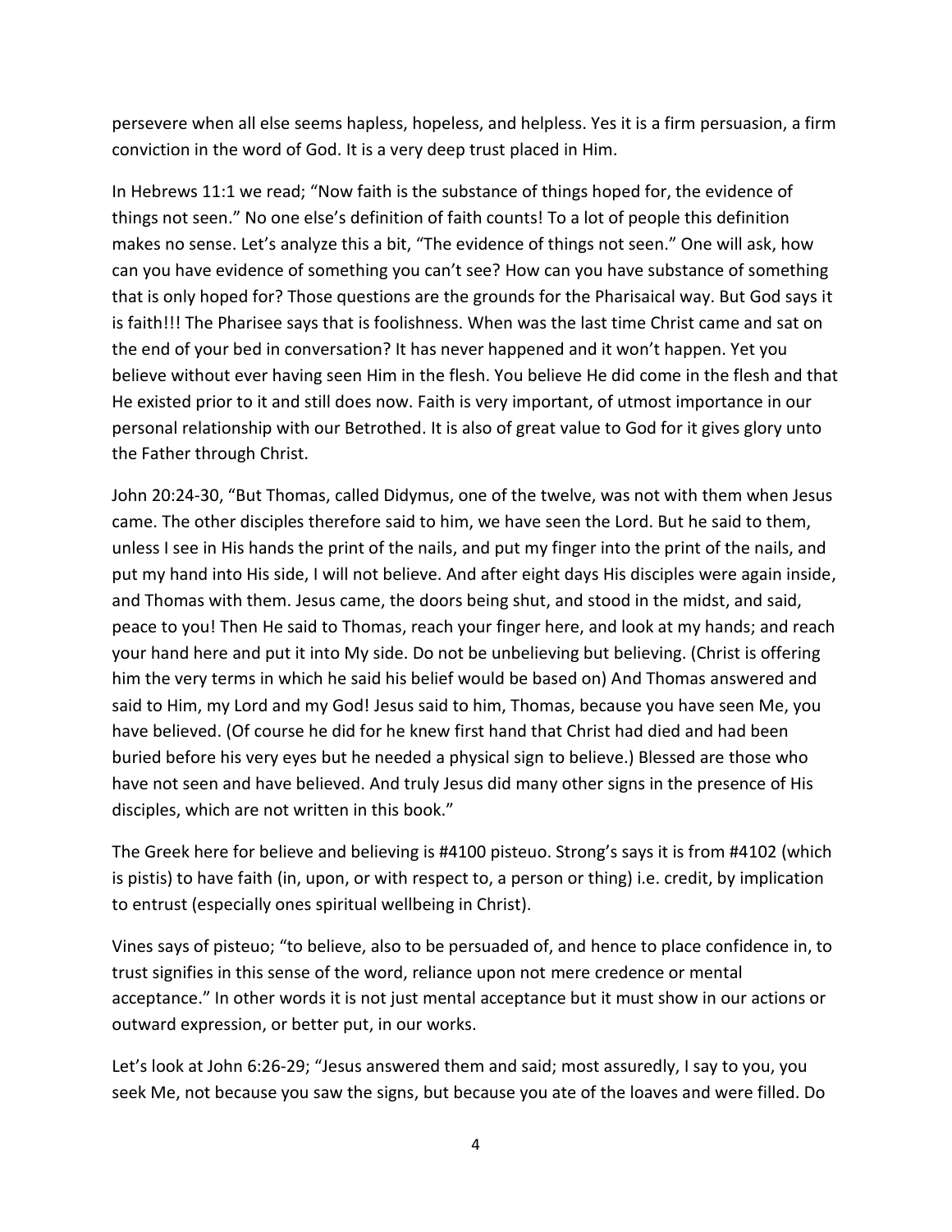persevere when all else seems hapless, hopeless, and helpless. Yes it is a firm persuasion, a firm conviction in the word of God. It is a very deep trust placed in Him.

In Hebrews 11:1 we read; "Now faith is the substance of things hoped for, the evidence of things not seen." No one else's definition of faith counts! To a lot of people this definition makes no sense. Let's analyze this a bit, "The evidence of things not seen." One will ask, how can you have evidence of something you can't see? How can you have substance of something that is only hoped for? Those questions are the grounds for the Pharisaical way. But God says it is faith!!! The Pharisee says that is foolishness. When was the last time Christ came and sat on the end of your bed in conversation? It has never happened and it won't happen. Yet you believe without ever having seen Him in the flesh. You believe He did come in the flesh and that He existed prior to it and still does now. Faith is very important, of utmost importance in our personal relationship with our Betrothed. It is also of great value to God for it gives glory unto the Father through Christ.

John 20:24-30, "But Thomas, called Didymus, one of the twelve, was not with them when Jesus came. The other disciples therefore said to him, we have seen the Lord. But he said to them, unless I see in His hands the print of the nails, and put my finger into the print of the nails, and put my hand into His side, I will not believe. And after eight days His disciples were again inside, and Thomas with them. Jesus came, the doors being shut, and stood in the midst, and said, peace to you! Then He said to Thomas, reach your finger here, and look at my hands; and reach your hand here and put it into My side. Do not be unbelieving but believing. (Christ is offering him the very terms in which he said his belief would be based on) And Thomas answered and said to Him, my Lord and my God! Jesus said to him, Thomas, because you have seen Me, you have believed. (Of course he did for he knew first hand that Christ had died and had been buried before his very eyes but he needed a physical sign to believe.) Blessed are those who have not seen and have believed. And truly Jesus did many other signs in the presence of His disciples, which are not written in this book."

The Greek here for believe and believing is #4100 pisteuo. Strong's says it is from #4102 (which is pistis) to have faith (in, upon, or with respect to, a person or thing) i.e. credit, by implication to entrust (especially ones spiritual wellbeing in Christ).

Vines says of pisteuo; "to believe, also to be persuaded of, and hence to place confidence in, to trust signifies in this sense of the word, reliance upon not mere credence or mental acceptance." In other words it is not just mental acceptance but it must show in our actions or outward expression, or better put, in our works.

Let's look at John 6:26-29; "Jesus answered them and said; most assuredly, I say to you, you seek Me, not because you saw the signs, but because you ate of the loaves and were filled. Do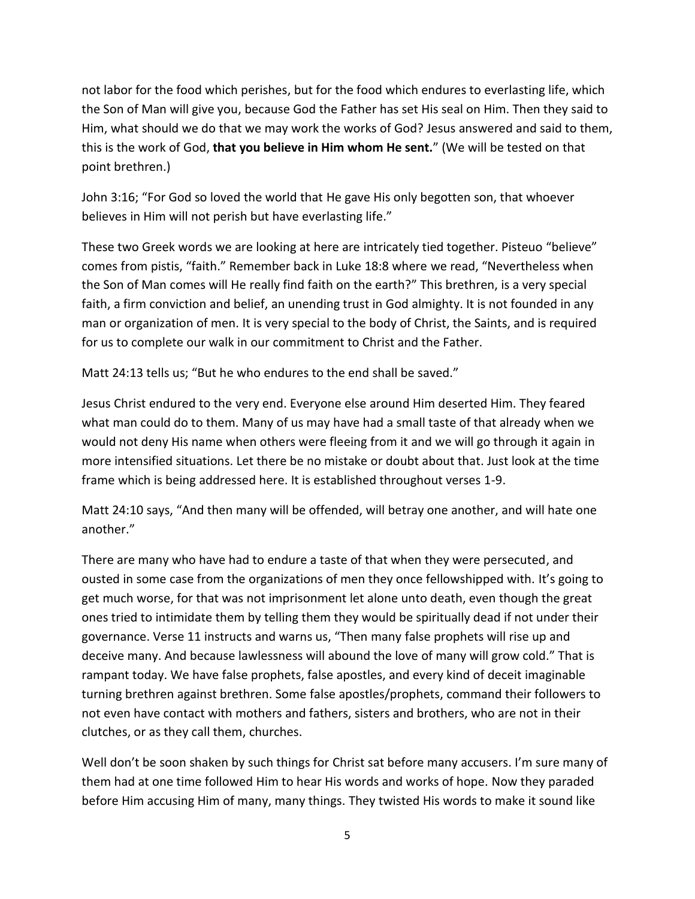not labor for the food which perishes, but for the food which endures to everlasting life, which the Son of Man will give you, because God the Father has set His seal on Him. Then they said to Him, what should we do that we may work the works of God? Jesus answered and said to them, this is the work of God, **that you believe in Him whom He sent.**" (We will be tested on that point brethren.)

John 3:16; "For God so loved the world that He gave His only begotten son, that whoever believes in Him will not perish but have everlasting life."

These two Greek words we are looking at here are intricately tied together. Pisteuo "believe" comes from pistis, "faith." Remember back in Luke 18:8 where we read, "Nevertheless when the Son of Man comes will He really find faith on the earth?" This brethren, is a very special faith, a firm conviction and belief, an unending trust in God almighty. It is not founded in any man or organization of men. It is very special to the body of Christ, the Saints, and is required for us to complete our walk in our commitment to Christ and the Father.

Matt 24:13 tells us; "But he who endures to the end shall be saved."

Jesus Christ endured to the very end. Everyone else around Him deserted Him. They feared what man could do to them. Many of us may have had a small taste of that already when we would not deny His name when others were fleeing from it and we will go through it again in more intensified situations. Let there be no mistake or doubt about that. Just look at the time frame which is being addressed here. It is established throughout verses 1-9.

Matt 24:10 says, "And then many will be offended, will betray one another, and will hate one another."

There are many who have had to endure a taste of that when they were persecuted, and ousted in some case from the organizations of men they once fellowshipped with. It's going to get much worse, for that was not imprisonment let alone unto death, even though the great ones tried to intimidate them by telling them they would be spiritually dead if not under their governance. Verse 11 instructs and warns us, "Then many false prophets will rise up and deceive many. And because lawlessness will abound the love of many will grow cold." That is rampant today. We have false prophets, false apostles, and every kind of deceit imaginable turning brethren against brethren. Some false apostles/prophets, command their followers to not even have contact with mothers and fathers, sisters and brothers, who are not in their clutches, or as they call them, churches.

Well don't be soon shaken by such things for Christ sat before many accusers. I'm sure many of them had at one time followed Him to hear His words and works of hope. Now they paraded before Him accusing Him of many, many things. They twisted His words to make it sound like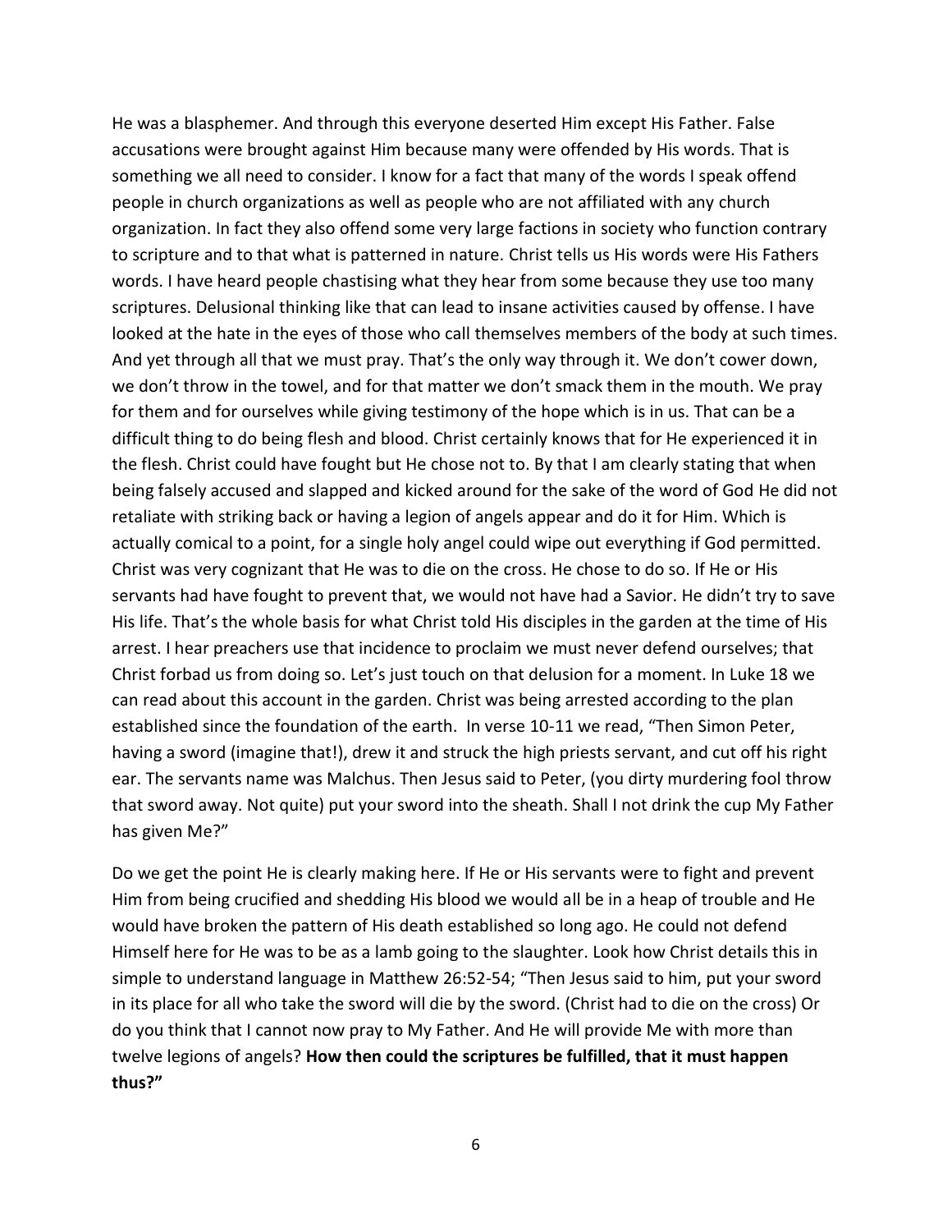He was a blasphemer. And through this everyone deserted Him except His Father. False accusations were brought against Him because many were offended by His words. That is something we all need to consider. I know for a fact that many of the words I speak offend people in church organizations as well as people who are not affiliated with any church organization. In fact they also offend some very large factions in society who function contrary to scripture and to that what is patterned in nature. Christ tells us His words were His Fathers words. I have heard people chastising what they hear from some because they use too many scriptures. Delusional thinking like that can lead to insane activities caused by offense. I have looked at the hate in the eyes of those who call themselves members of the body at such times. And yet through all that we must pray. That's the only way through it. We don't cower down, we don't throw in the towel, and for that matter we don't smack them in the mouth. We pray for them and for ourselves while giving testimony of the hope which is in us. That can be a difficult thing to do being flesh and blood. Christ certainly knows that for He experienced it in the flesh. Christ could have fought but He chose not to. By that I am clearly stating that when being falsely accused and slapped and kicked around for the sake of the word of God He did not retaliate with striking back or having a legion of angels appear and do it for Him. Which is actually comical to a point, for a single holy angel could wipe out everything if God permitted. Christ was very cognizant that He was to die on the cross. He chose to do so. If He or His servants had have fought to prevent that, we would not have had a Savior. He didn't try to save His life. That's the whole basis for what Christ told His disciples in the garden at the time of His arrest. I hear preachers use that incidence to proclaim we must never defend ourselves; that Christ forbad us from doing so. Let's just touch on that delusion for a moment. In Luke 18 we can read about this account in the garden. Christ was being arrested according to the plan established since the foundation of the earth. In verse 10-11 we read, "Then Simon Peter, having a sword (imagine that!), drew it and struck the high priests servant, and cut off his right ear. The servants name was Malchus. Then Jesus said to Peter, (you dirty murdering fool throw that sword away. Not quite) put your sword into the sheath. Shall I not drink the cup My Father has given Me?"

Do we get the point He is clearly making here. If He or His servants were to fight and prevent Him from being crucified and shedding His blood we would all be in a heap of trouble and He would have broken the pattern of His death established so long ago. He could not defend Himself here for He was to be as a lamb going to the slaughter. Look how Christ details this in simple to understand language in Matthew 26:52-54; "Then Jesus said to him, put your sword in its place for all who take the sword will die by the sword. (Christ had to die on the cross) Or do you think that I cannot now pray to My Father. And He will provide Me with more than twelve legions of angels? **How then could the scriptures be fulfilled, that it must happen thus?"**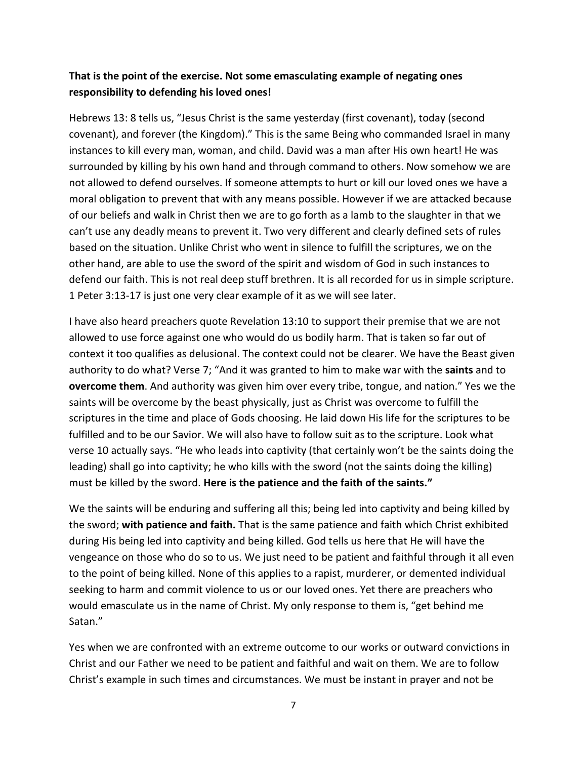**That is the point of the exercise. Not some emasculating example of negating ones responsibility to defending his loved ones!**

Hebrews 13: 8 tells us, "Jesus Christ is the same yesterday (first covenant), today (second covenant), and forever (the Kingdom)." This is the same Being who commanded Israel in many instances to kill every man, woman, and child. David was a man after His own heart! He was surrounded by killing by his own hand and through command to others. Now somehow we are not allowed to defend ourselves. If someone attempts to hurt or kill our loved ones we have a moral obligation to prevent that with any means possible. However if we are attacked because of our beliefs and walk in Christ then we are to go forth as a lamb to the slaughter in that we can't use any deadly means to prevent it. Two very different and clearly defined sets of rules based on the situation. Unlike Christ who went in silence to fulfill the scriptures, we on the other hand, are able to use the sword of the spirit and wisdom of God in such instances to defend our faith. This is not real deep stuff brethren. It is all recorded for us in simple scripture. 1 Peter 3:13-17 is just one very clear example of it as we will see later.

I have also heard preachers quote Revelation 13:10 to support their premise that we are not allowed to use force against one who would do us bodily harm. That is taken so far out of context it too qualifies as delusional. The context could not be clearer. We have the Beast given authority to do what? Verse 7; "And it was granted to him to make war with the **saints** and to **overcome them**. And authority was given him over every tribe, tongue, and nation." Yes we the saints will be overcome by the beast physically, just as Christ was overcome to fulfill the scriptures in the time and place of Gods choosing. He laid down His life for the scriptures to be fulfilled and to be our Savior. We will also have to follow suit as to the scripture. Look what verse 10 actually says. "He who leads into captivity (that certainly won't be the saints doing the leading) shall go into captivity; he who kills with the sword (not the saints doing the killing) must be killed by the sword. **Here is the patience and the faith of the saints."**

We the saints will be enduring and suffering all this; being led into captivity and being killed by the sword; **with patience and faith.** That is the same patience and faith which Christ exhibited during His being led into captivity and being killed. God tells us here that He will have the vengeance on those who do so to us. We just need to be patient and faithful through it all even to the point of being killed. None of this applies to a rapist, murderer, or demented individual seeking to harm and commit violence to us or our loved ones. Yet there are preachers who would emasculate us in the name of Christ. My only response to them is, "get behind me Satan."

Yes when we are confronted with an extreme outcome to our works or outward convictions in Christ and our Father we need to be patient and faithful and wait on them. We are to follow Christ's example in such times and circumstances. We must be instant in prayer and not be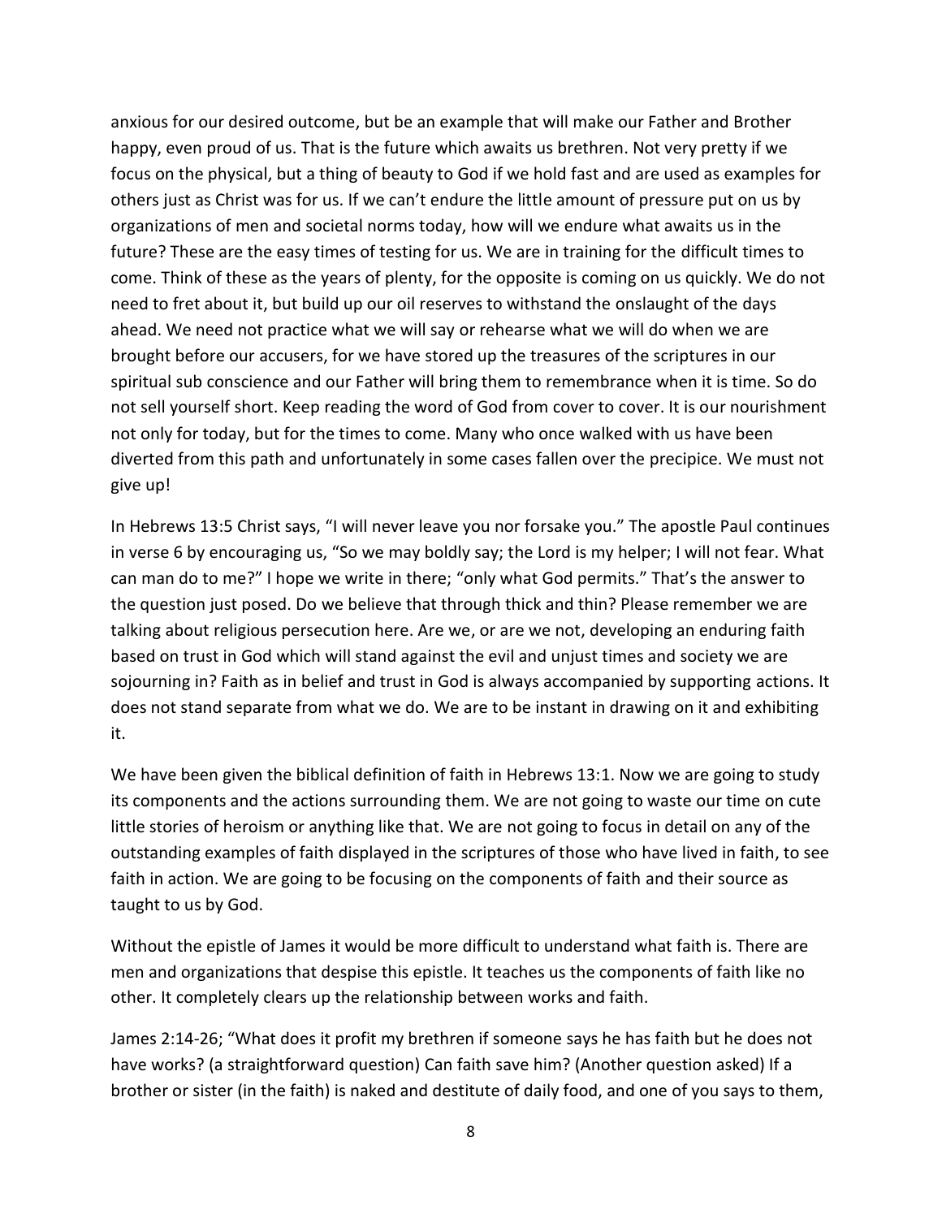anxious for our desired outcome, but be an example that will make our Father and Brother happy, even proud of us. That is the future which awaits us brethren. Not very pretty if we focus on the physical, but a thing of beauty to God if we hold fast and are used as examples for others just as Christ was for us. If we can't endure the little amount of pressure put on us by organizations of men and societal norms today, how will we endure what awaits us in the future? These are the easy times of testing for us. We are in training for the difficult times to come. Think of these as the years of plenty, for the opposite is coming on us quickly. We do not need to fret about it, but build up our oil reserves to withstand the onslaught of the days ahead. We need not practice what we will say or rehearse what we will do when we are brought before our accusers, for we have stored up the treasures of the scriptures in our spiritual sub conscience and our Father will bring them to remembrance when it is time. So do not sell yourself short. Keep reading the word of God from cover to cover. It is our nourishment not only for today, but for the times to come. Many who once walked with us have been diverted from this path and unfortunately in some cases fallen over the precipice. We must not give up!

In Hebrews 13:5 Christ says, "I will never leave you nor forsake you." The apostle Paul continues in verse 6 by encouraging us, "So we may boldly say; the Lord is my helper; I will not fear. What can man do to me?" I hope we write in there; "only what God permits." That's the answer to the question just posed. Do we believe that through thick and thin? Please remember we are talking about religious persecution here. Are we, or are we not, developing an enduring faith based on trust in God which will stand against the evil and unjust times and society we are sojourning in? Faith as in belief and trust in God is always accompanied by supporting actions. It does not stand separate from what we do. We are to be instant in drawing on it and exhibiting it.

We have been given the biblical definition of faith in Hebrews 13:1. Now we are going to study its components and the actions surrounding them. We are not going to waste our time on cute little stories of heroism or anything like that. We are not going to focus in detail on any of the outstanding examples of faith displayed in the scriptures of those who have lived in faith, to see faith in action. We are going to be focusing on the components of faith and their source as taught to us by God.

Without the epistle of James it would be more difficult to understand what faith is. There are men and organizations that despise this epistle. It teaches us the components of faith like no other. It completely clears up the relationship between works and faith.

James 2:14-26; "What does it profit my brethren if someone says he has faith but he does not have works? (a straightforward question) Can faith save him? (Another question asked) If a brother or sister (in the faith) is naked and destitute of daily food, and one of you says to them,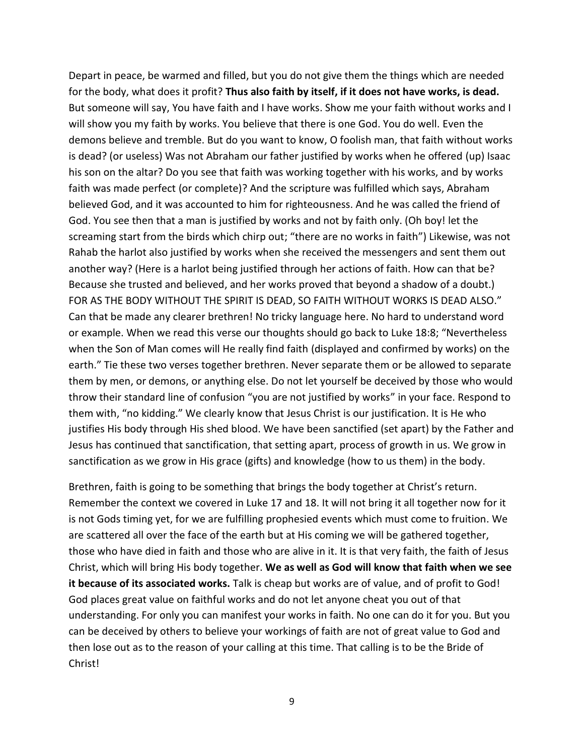Depart in peace, be warmed and filled, but you do not give them the things which are needed for the body, what does it profit? **Thus also faith by itself, if it does not have works, is dead.** But someone will say, You have faith and I have works. Show me your faith without works and I will show you my faith by works. You believe that there is one God. You do well. Even the demons believe and tremble. But do you want to know, O foolish man, that faith without works is dead? (or useless) Was not Abraham our father justified by works when he offered (up) Isaac his son on the altar? Do you see that faith was working together with his works, and by works faith was made perfect (or complete)? And the scripture was fulfilled which says, Abraham believed God, and it was accounted to him for righteousness. And he was called the friend of God. You see then that a man is justified by works and not by faith only. (Oh boy! let the screaming start from the birds which chirp out; "there are no works in faith") Likewise, was not Rahab the harlot also justified by works when she received the messengers and sent them out another way? (Here is a harlot being justified through her actions of faith. How can that be? Because she trusted and believed, and her works proved that beyond a shadow of a doubt.) FOR AS THE BODY WITHOUT THE SPIRIT IS DEAD, SO FAITH WITHOUT WORKS IS DEAD ALSO." Can that be made any clearer brethren! No tricky language here. No hard to understand word or example. When we read this verse our thoughts should go back to Luke 18:8; "Nevertheless when the Son of Man comes will He really find faith (displayed and confirmed by works) on the earth." Tie these two verses together brethren. Never separate them or be allowed to separate them by men, or demons, or anything else. Do not let yourself be deceived by those who would throw their standard line of confusion "you are not justified by works" in your face. Respond to them with, "no kidding." We clearly know that Jesus Christ is our justification. It is He who justifies His body through His shed blood. We have been sanctified (set apart) by the Father and Jesus has continued that sanctification, that setting apart, process of growth in us. We grow in sanctification as we grow in His grace (gifts) and knowledge (how to us them) in the body.

Brethren, faith is going to be something that brings the body together at Christ's return. Remember the context we covered in Luke 17 and 18. It will not bring it all together now for it is not Gods timing yet, for we are fulfilling prophesied events which must come to fruition. We are scattered all over the face of the earth but at His coming we will be gathered together, those who have died in faith and those who are alive in it. It is that very faith, the faith of Jesus Christ, which will bring His body together. **We as well as God will know that faith when we see it because of its associated works.** Talk is cheap but works are of value, and of profit to God! God places great value on faithful works and do not let anyone cheat you out of that understanding. For only you can manifest your works in faith. No one can do it for you. But you can be deceived by others to believe your workings of faith are not of great value to God and then lose out as to the reason of your calling at this time. That calling is to be the Bride of Christ!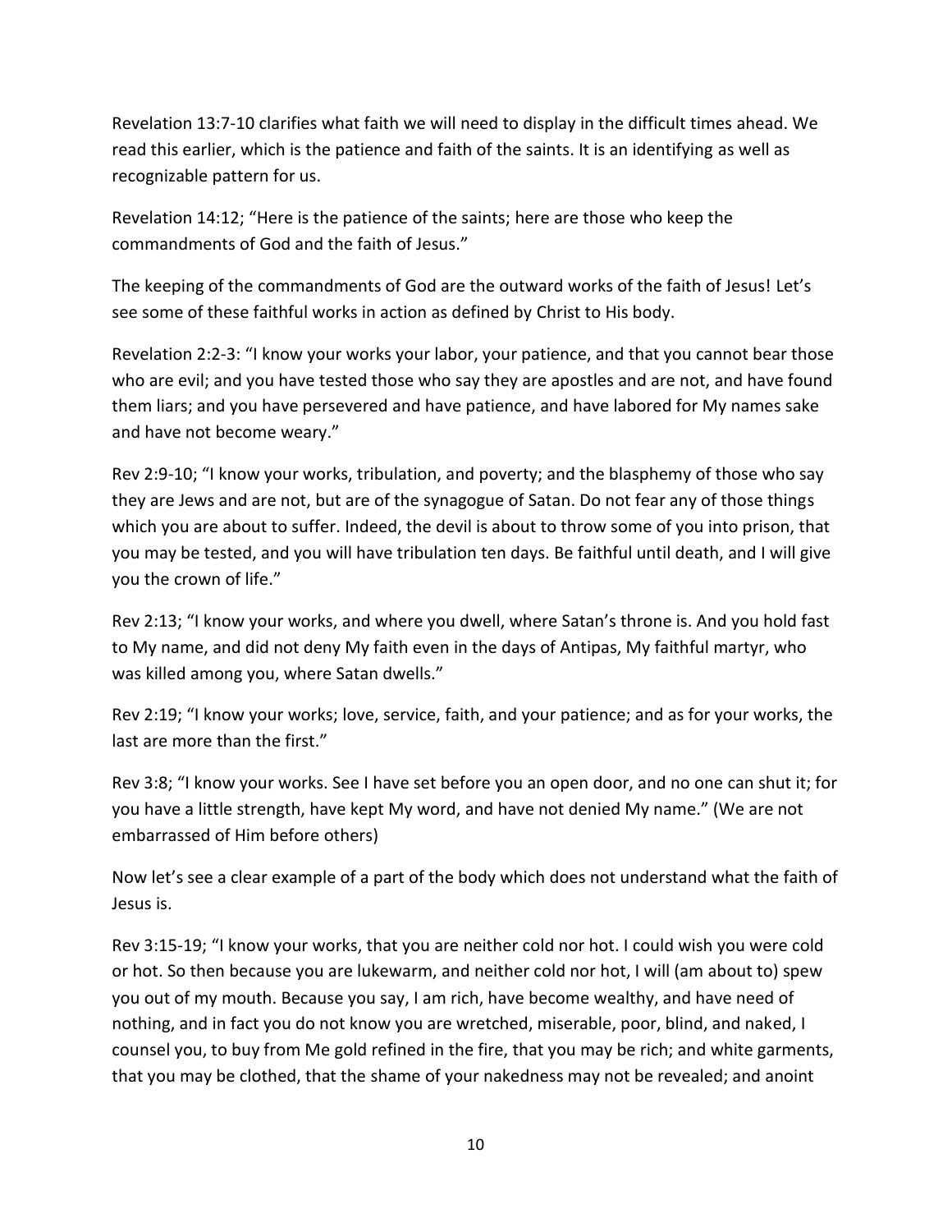Revelation 13:7-10 clarifies what faith we will need to display in the difficult times ahead. We read this earlier, which is the patience and faith of the saints. It is an identifying as well as recognizable pattern for us.

Revelation 14:12; "Here is the patience of the saints; here are those who keep the commandments of God and the faith of Jesus."

The keeping of the commandments of God are the outward works of the faith of Jesus! Let's see some of these faithful works in action as defined by Christ to His body.

Revelation 2:2-3: "I know your works your labor, your patience, and that you cannot bear those who are evil; and you have tested those who say they are apostles and are not, and have found them liars; and you have persevered and have patience, and have labored for My names sake and have not become weary."

Rev 2:9-10; "I know your works, tribulation, and poverty; and the blasphemy of those who say they are Jews and are not, but are of the synagogue of Satan. Do not fear any of those things which you are about to suffer. Indeed, the devil is about to throw some of you into prison, that you may be tested, and you will have tribulation ten days. Be faithful until death, and I will give you the crown of life."

Rev 2:13; "I know your works, and where you dwell, where Satan's throne is. And you hold fast to My name, and did not deny My faith even in the days of Antipas, My faithful martyr, who was killed among you, where Satan dwells."

Rev 2:19; "I know your works; love, service, faith, and your patience; and as for your works, the last are more than the first."

Rev 3:8; "I know your works. See I have set before you an open door, and no one can shut it; for you have a little strength, have kept My word, and have not denied My name." (We are not embarrassed of Him before others)

Now let's see a clear example of a part of the body which does not understand what the faith of Jesus is.

Rev 3:15-19; "I know your works, that you are neither cold nor hot. I could wish you were cold or hot. So then because you are lukewarm, and neither cold nor hot, I will (am about to) spew you out of my mouth. Because you say, I am rich, have become wealthy, and have need of nothing, and in fact you do not know you are wretched, miserable, poor, blind, and naked, I counsel you, to buy from Me gold refined in the fire, that you may be rich; and white garments, that you may be clothed, that the shame of your nakedness may not be revealed; and anoint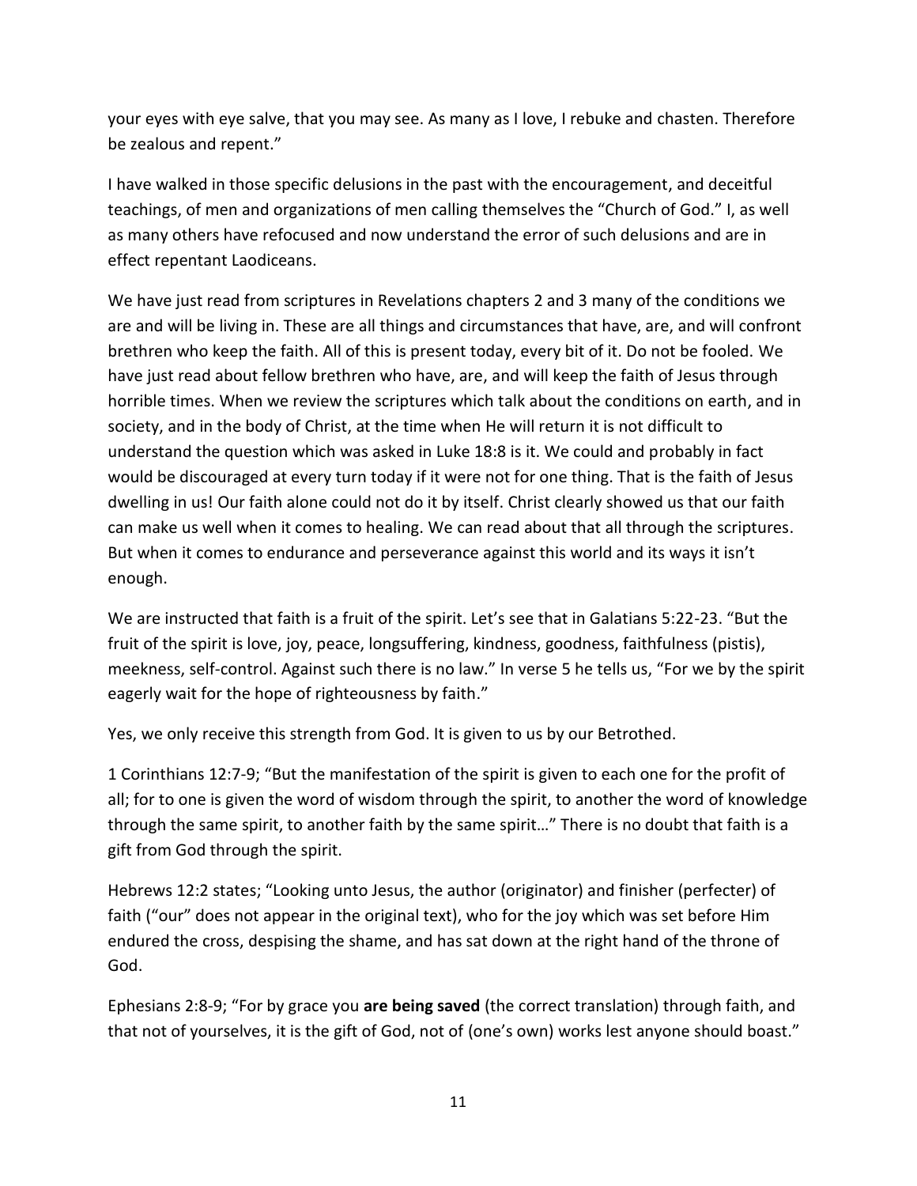your eyes with eye salve, that you may see. As many as I love, I rebuke and chasten. Therefore be zealous and repent."

I have walked in those specific delusions in the past with the encouragement, and deceitful teachings, of men and organizations of men calling themselves the "Church of God." I, as well as many others have refocused and now understand the error of such delusions and are in effect repentant Laodiceans.

We have just read from scriptures in Revelations chapters 2 and 3 many of the conditions we are and will be living in. These are all things and circumstances that have, are, and will confront brethren who keep the faith. All of this is present today, every bit of it. Do not be fooled. We have just read about fellow brethren who have, are, and will keep the faith of Jesus through horrible times. When we review the scriptures which talk about the conditions on earth, and in society, and in the body of Christ, at the time when He will return it is not difficult to understand the question which was asked in Luke 18:8 is it. We could and probably in fact would be discouraged at every turn today if it were not for one thing. That is the faith of Jesus dwelling in us! Our faith alone could not do it by itself. Christ clearly showed us that our faith can make us well when it comes to healing. We can read about that all through the scriptures. But when it comes to endurance and perseverance against this world and its ways it isn't enough.

We are instructed that faith is a fruit of the spirit. Let's see that in Galatians 5:22-23. "But the fruit of the spirit is love, joy, peace, longsuffering, kindness, goodness, faithfulness (pistis), meekness, self-control. Against such there is no law." In verse 5 he tells us, "For we by the spirit eagerly wait for the hope of righteousness by faith."

Yes, we only receive this strength from God. It is given to us by our Betrothed.

1 Corinthians 12:7-9; "But the manifestation of the spirit is given to each one for the profit of all; for to one is given the word of wisdom through the spirit, to another the word of knowledge through the same spirit, to another faith by the same spirit…" There is no doubt that faith is a gift from God through the spirit.

Hebrews 12:2 states; "Looking unto Jesus, the author (originator) and finisher (perfecter) of faith ("our" does not appear in the original text), who for the joy which was set before Him endured the cross, despising the shame, and has sat down at the right hand of the throne of God.

Ephesians 2:8-9; "For by grace you **are being saved** (the correct translation) through faith, and that not of yourselves, it is the gift of God, not of (one's own) works lest anyone should boast."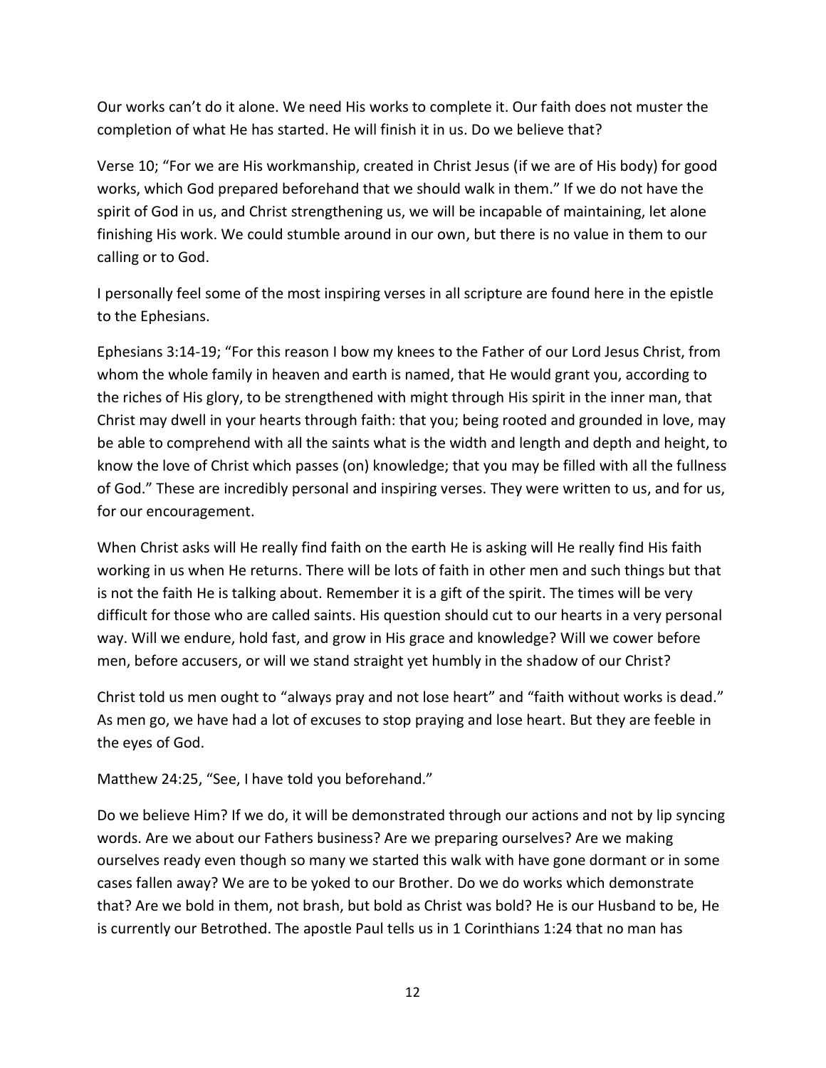Our works can't do it alone. We need His works to complete it. Our faith does not muster the completion of what He has started. He will finish it in us. Do we believe that?

Verse 10; "For we are His workmanship, created in Christ Jesus (if we are of His body) for good works, which God prepared beforehand that we should walk in them." If we do not have the spirit of God in us, and Christ strengthening us, we will be incapable of maintaining, let alone finishing His work. We could stumble around in our own, but there is no value in them to our calling or to God.

I personally feel some of the most inspiring verses in all scripture are found here in the epistle to the Ephesians.

Ephesians 3:14-19; "For this reason I bow my knees to the Father of our Lord Jesus Christ, from whom the whole family in heaven and earth is named, that He would grant you, according to the riches of His glory, to be strengthened with might through His spirit in the inner man, that Christ may dwell in your hearts through faith: that you; being rooted and grounded in love, may be able to comprehend with all the saints what is the width and length and depth and height, to know the love of Christ which passes (on) knowledge; that you may be filled with all the fullness of God." These are incredibly personal and inspiring verses. They were written to us, and for us, for our encouragement.

When Christ asks will He really find faith on the earth He is asking will He really find His faith working in us when He returns. There will be lots of faith in other men and such things but that is not the faith He is talking about. Remember it is a gift of the spirit. The times will be very difficult for those who are called saints. His question should cut to our hearts in a very personal way. Will we endure, hold fast, and grow in His grace and knowledge? Will we cower before men, before accusers, or will we stand straight yet humbly in the shadow of our Christ?

Christ told us men ought to "always pray and not lose heart" and "faith without works is dead." As men go, we have had a lot of excuses to stop praying and lose heart. But they are feeble in the eyes of God.

Matthew 24:25, "See, I have told you beforehand."

Do we believe Him? If we do, it will be demonstrated through our actions and not by lip syncing words. Are we about our Fathers business? Are we preparing ourselves? Are we making ourselves ready even though so many we started this walk with have gone dormant or in some cases fallen away? We are to be yoked to our Brother. Do we do works which demonstrate that? Are we bold in them, not brash, but bold as Christ was bold? He is our Husband to be, He is currently our Betrothed. The apostle Paul tells us in 1 Corinthians 1:24 that no man has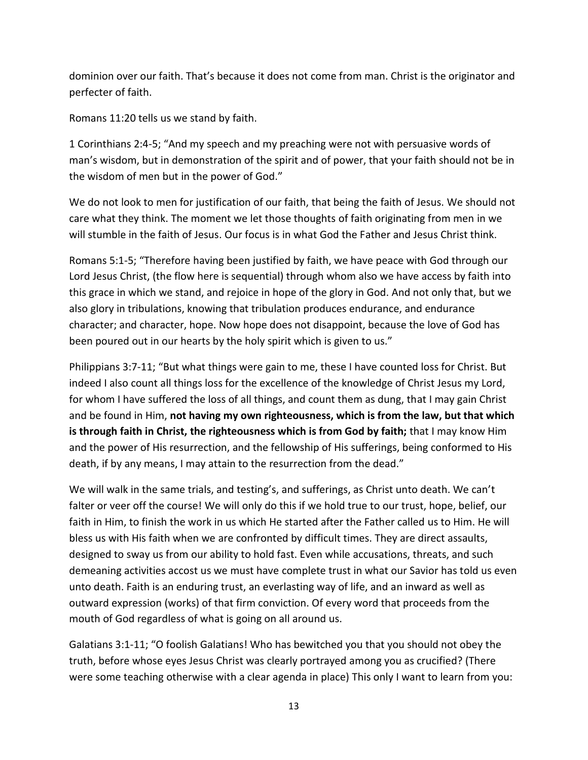dominion over our faith. That's because it does not come from man. Christ is the originator and perfecter of faith.

Romans 11:20 tells us we stand by faith.

1 Corinthians 2:4-5; "And my speech and my preaching were not with persuasive words of man's wisdom, but in demonstration of the spirit and of power, that your faith should not be in the wisdom of men but in the power of God."

We do not look to men for justification of our faith, that being the faith of Jesus. We should not care what they think. The moment we let those thoughts of faith originating from men in we will stumble in the faith of Jesus. Our focus is in what God the Father and Jesus Christ think.

Romans 5:1-5; "Therefore having been justified by faith, we have peace with God through our Lord Jesus Christ, (the flow here is sequential) through whom also we have access by faith into this grace in which we stand, and rejoice in hope of the glory in God. And not only that, but we also glory in tribulations, knowing that tribulation produces endurance, and endurance character; and character, hope. Now hope does not disappoint, because the love of God has been poured out in our hearts by the holy spirit which is given to us."

Philippians 3:7-11; "But what things were gain to me, these I have counted loss for Christ. But indeed I also count all things loss for the excellence of the knowledge of Christ Jesus my Lord, for whom I have suffered the loss of all things, and count them as dung, that I may gain Christ and be found in Him, **not having my own righteousness, which is from the law, but that which is through faith in Christ, the righteousness which is from God by faith;** that I may know Him and the power of His resurrection, and the fellowship of His sufferings, being conformed to His death, if by any means, I may attain to the resurrection from the dead."

We will walk in the same trials, and testing's, and sufferings, as Christ unto death. We can't falter or veer off the course! We will only do this if we hold true to our trust, hope, belief, our faith in Him, to finish the work in us which He started after the Father called us to Him. He will bless us with His faith when we are confronted by difficult times. They are direct assaults, designed to sway us from our ability to hold fast. Even while accusations, threats, and such demeaning activities accost us we must have complete trust in what our Savior has told us even unto death. Faith is an enduring trust, an everlasting way of life, and an inward as well as outward expression (works) of that firm conviction. Of every word that proceeds from the mouth of God regardless of what is going on all around us.

Galatians 3:1-11; "O foolish Galatians! Who has bewitched you that you should not obey the truth, before whose eyes Jesus Christ was clearly portrayed among you as crucified? (There were some teaching otherwise with a clear agenda in place) This only I want to learn from you: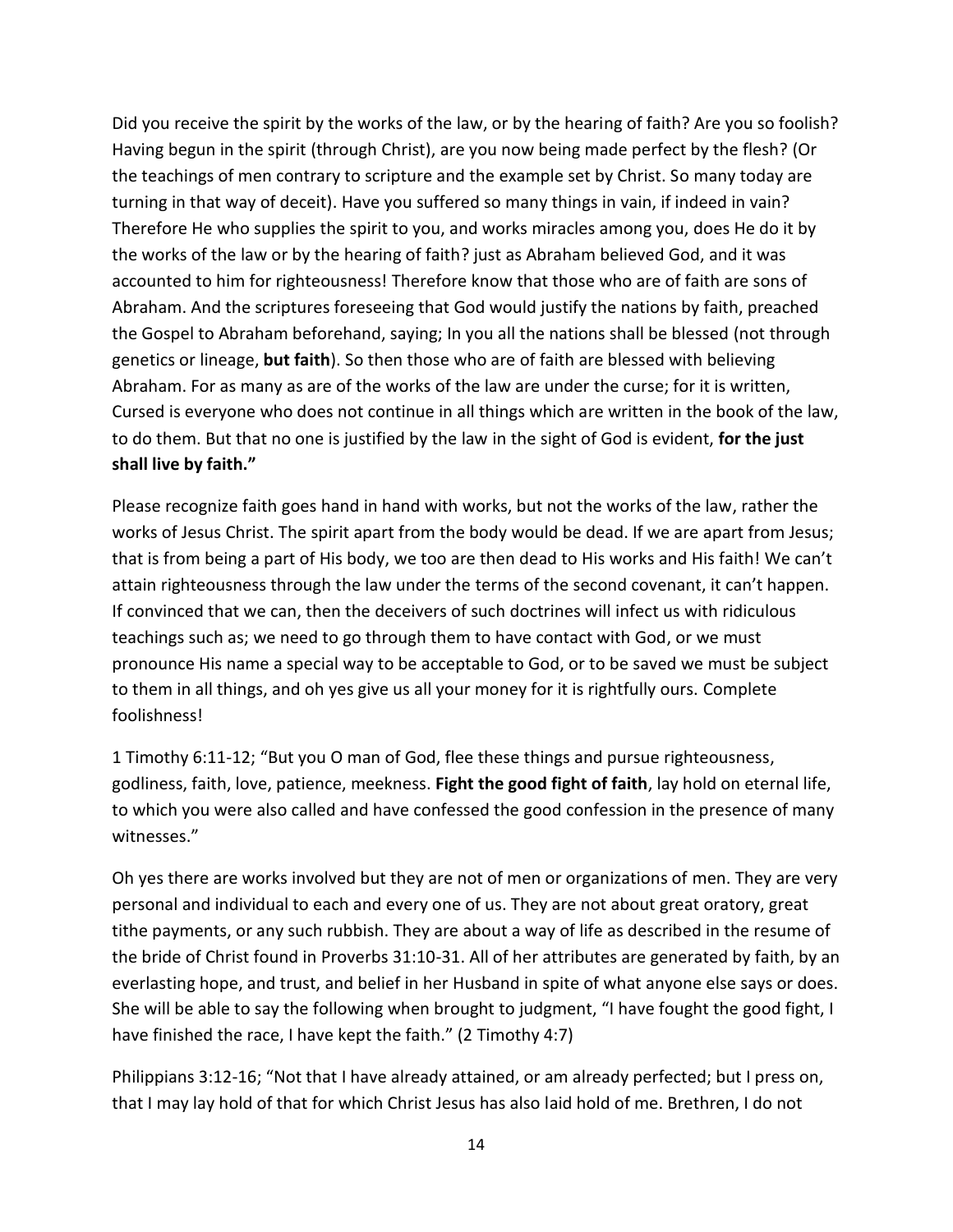Did you receive the spirit by the works of the law, or by the hearing of faith? Are you so foolish? Having begun in the spirit (through Christ), are you now being made perfect by the flesh? (Or the teachings of men contrary to scripture and the example set by Christ. So many today are turning in that way of deceit). Have you suffered so many things in vain, if indeed in vain? Therefore He who supplies the spirit to you, and works miracles among you, does He do it by the works of the law or by the hearing of faith? just as Abraham believed God, and it was accounted to him for righteousness! Therefore know that those who are of faith are sons of Abraham. And the scriptures foreseeing that God would justify the nations by faith, preached the Gospel to Abraham beforehand, saying; In you all the nations shall be blessed (not through genetics or lineage, **but faith**). So then those who are of faith are blessed with believing Abraham. For as many as are of the works of the law are under the curse; for it is written, Cursed is everyone who does not continue in all things which are written in the book of the law, to do them. But that no one is justified by the law in the sight of God is evident, **for the just shall live by faith."**

Please recognize faith goes hand in hand with works, but not the works of the law, rather the works of Jesus Christ. The spirit apart from the body would be dead. If we are apart from Jesus; that is from being a part of His body, we too are then dead to His works and His faith! We can't attain righteousness through the law under the terms of the second covenant, it can't happen. If convinced that we can, then the deceivers of such doctrines will infect us with ridiculous teachings such as; we need to go through them to have contact with God, or we must pronounce His name a special way to be acceptable to God, or to be saved we must be subject to them in all things, and oh yes give us all your money for it is rightfully ours. Complete foolishness!

1 Timothy 6:11-12; "But you O man of God, flee these things and pursue righteousness, godliness, faith, love, patience, meekness. **Fight the good fight of faith**, lay hold on eternal life, to which you were also called and have confessed the good confession in the presence of many witnesses."

Oh yes there are works involved but they are not of men or organizations of men. They are very personal and individual to each and every one of us. They are not about great oratory, great tithe payments, or any such rubbish. They are about a way of life as described in the resume of the bride of Christ found in Proverbs 31:10-31. All of her attributes are generated by faith, by an everlasting hope, and trust, and belief in her Husband in spite of what anyone else says or does. She will be able to say the following when brought to judgment, "I have fought the good fight, I have finished the race, I have kept the faith." (2 Timothy 4:7)

Philippians 3:12-16; "Not that I have already attained, or am already perfected; but I press on, that I may lay hold of that for which Christ Jesus has also laid hold of me. Brethren, I do not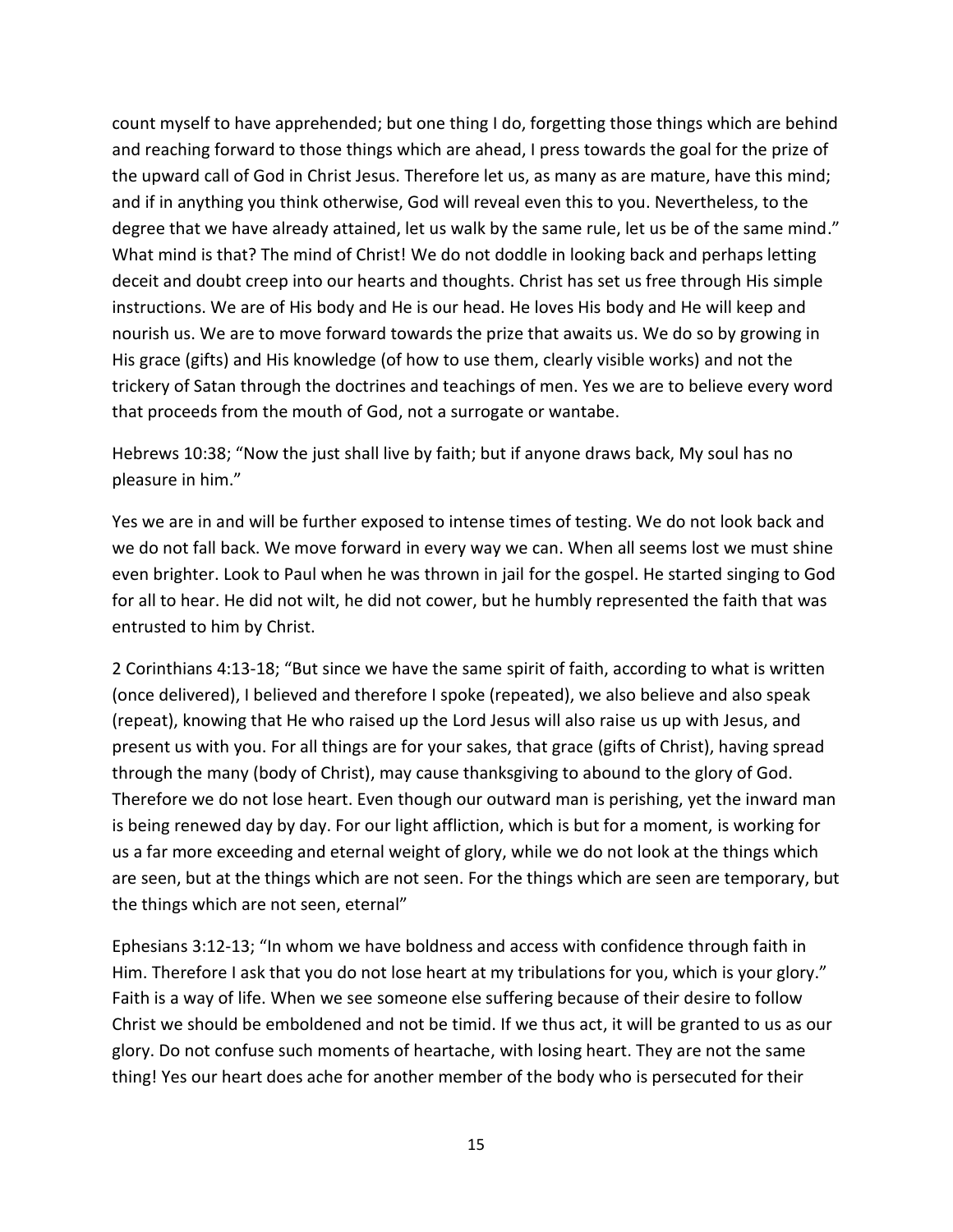count myself to have apprehended; but one thing I do, forgetting those things which are behind and reaching forward to those things which are ahead, I press towards the goal for the prize of the upward call of God in Christ Jesus. Therefore let us, as many as are mature, have this mind; and if in anything you think otherwise, God will reveal even this to you. Nevertheless, to the degree that we have already attained, let us walk by the same rule, let us be of the same mind." What mind is that? The mind of Christ! We do not doddle in looking back and perhaps letting deceit and doubt creep into our hearts and thoughts. Christ has set us free through His simple instructions. We are of His body and He is our head. He loves His body and He will keep and nourish us. We are to move forward towards the prize that awaits us. We do so by growing in His grace (gifts) and His knowledge (of how to use them, clearly visible works) and not the trickery of Satan through the doctrines and teachings of men. Yes we are to believe every word that proceeds from the mouth of God, not a surrogate or wantabe.

Hebrews 10:38; "Now the just shall live by faith; but if anyone draws back, My soul has no pleasure in him."

Yes we are in and will be further exposed to intense times of testing. We do not look back and we do not fall back. We move forward in every way we can. When all seems lost we must shine even brighter. Look to Paul when he was thrown in jail for the gospel. He started singing to God for all to hear. He did not wilt, he did not cower, but he humbly represented the faith that was entrusted to him by Christ.

2 Corinthians 4:13-18; "But since we have the same spirit of faith, according to what is written (once delivered), I believed and therefore I spoke (repeated), we also believe and also speak (repeat), knowing that He who raised up the Lord Jesus will also raise us up with Jesus, and present us with you. For all things are for your sakes, that grace (gifts of Christ), having spread through the many (body of Christ), may cause thanksgiving to abound to the glory of God. Therefore we do not lose heart. Even though our outward man is perishing, yet the inward man is being renewed day by day. For our light affliction, which is but for a moment, is working for us a far more exceeding and eternal weight of glory, while we do not look at the things which are seen, but at the things which are not seen. For the things which are seen are temporary, but the things which are not seen, eternal"

Ephesians 3:12-13; "In whom we have boldness and access with confidence through faith in Him. Therefore I ask that you do not lose heart at my tribulations for you, which is your glory." Faith is a way of life. When we see someone else suffering because of their desire to follow Christ we should be emboldened and not be timid. If we thus act, it will be granted to us as our glory. Do not confuse such moments of heartache, with losing heart. They are not the same thing! Yes our heart does ache for another member of the body who is persecuted for their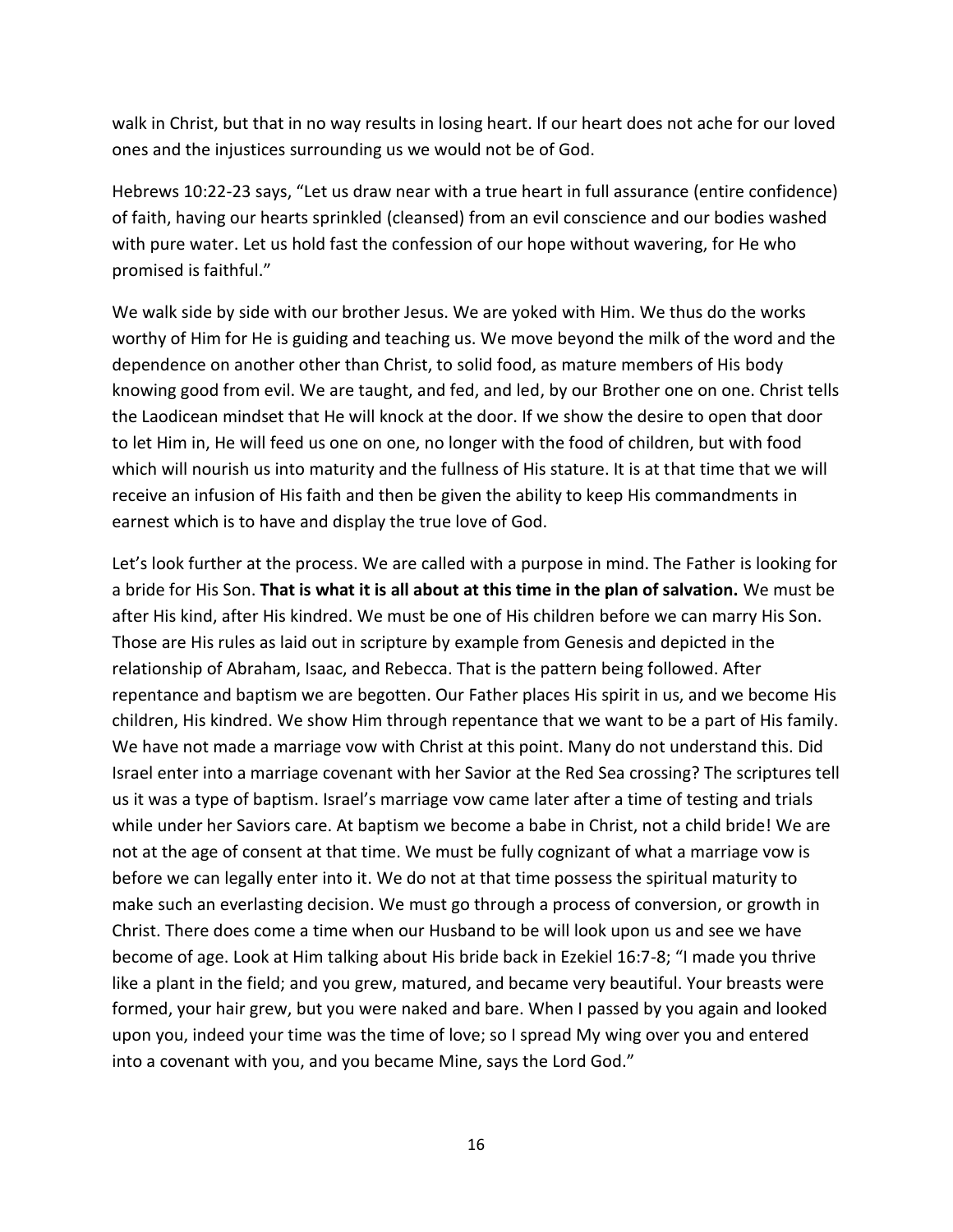walk in Christ, but that in no way results in losing heart. If our heart does not ache for our loved ones and the injustices surrounding us we would not be of God.

Hebrews 10:22-23 says, "Let us draw near with a true heart in full assurance (entire confidence) of faith, having our hearts sprinkled (cleansed) from an evil conscience and our bodies washed with pure water. Let us hold fast the confession of our hope without wavering, for He who promised is faithful."

We walk side by side with our brother Jesus. We are yoked with Him. We thus do the works worthy of Him for He is guiding and teaching us. We move beyond the milk of the word and the dependence on another other than Christ, to solid food, as mature members of His body knowing good from evil. We are taught, and fed, and led, by our Brother one on one. Christ tells the Laodicean mindset that He will knock at the door. If we show the desire to open that door to let Him in, He will feed us one on one, no longer with the food of children, but with food which will nourish us into maturity and the fullness of His stature. It is at that time that we will receive an infusion of His faith and then be given the ability to keep His commandments in earnest which is to have and display the true love of God.

Let's look further at the process. We are called with a purpose in mind. The Father is looking for a bride for His Son. **That is what it is all about at this time in the plan of salvation.** We must be after His kind, after His kindred. We must be one of His children before we can marry His Son. Those are His rules as laid out in scripture by example from Genesis and depicted in the relationship of Abraham, Isaac, and Rebecca. That is the pattern being followed. After repentance and baptism we are begotten. Our Father places His spirit in us, and we become His children, His kindred. We show Him through repentance that we want to be a part of His family. We have not made a marriage vow with Christ at this point. Many do not understand this. Did Israel enter into a marriage covenant with her Savior at the Red Sea crossing? The scriptures tell us it was a type of baptism. Israel's marriage vow came later after a time of testing and trials while under her Saviors care. At baptism we become a babe in Christ, not a child bride! We are not at the age of consent at that time. We must be fully cognizant of what a marriage vow is before we can legally enter into it. We do not at that time possess the spiritual maturity to make such an everlasting decision. We must go through a process of conversion, or growth in Christ. There does come a time when our Husband to be will look upon us and see we have become of age. Look at Him talking about His bride back in Ezekiel 16:7-8; "I made you thrive like a plant in the field; and you grew, matured, and became very beautiful. Your breasts were formed, your hair grew, but you were naked and bare. When I passed by you again and looked upon you, indeed your time was the time of love; so I spread My wing over you and entered into a covenant with you, and you became Mine, says the Lord God."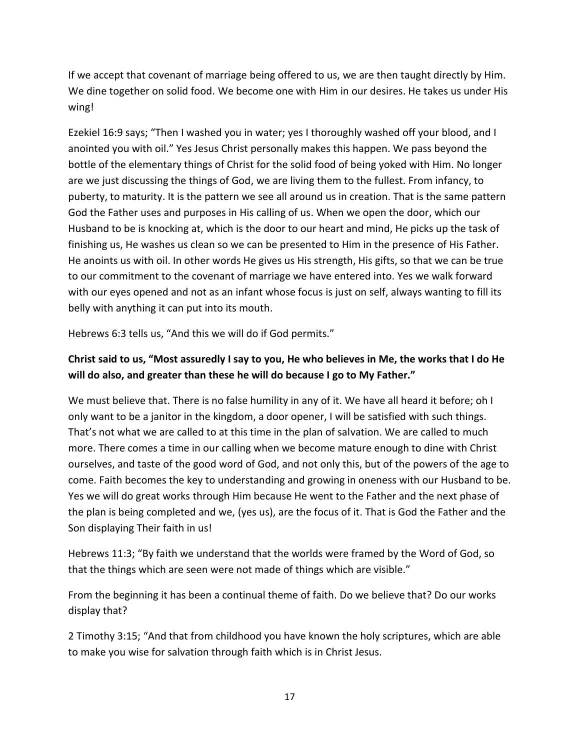If we accept that covenant of marriage being offered to us, we are then taught directly by Him. We dine together on solid food. We become one with Him in our desires. He takes us under His wing!

Ezekiel 16:9 says; "Then I washed you in water; yes I thoroughly washed off your blood, and I anointed you with oil." Yes Jesus Christ personally makes this happen. We pass beyond the bottle of the elementary things of Christ for the solid food of being yoked with Him. No longer are we just discussing the things of God, we are living them to the fullest. From infancy, to puberty, to maturity. It is the pattern we see all around us in creation. That is the same pattern God the Father uses and purposes in His calling of us. When we open the door, which our Husband to be is knocking at, which is the door to our heart and mind, He picks up the task of finishing us, He washes us clean so we can be presented to Him in the presence of His Father. He anoints us with oil. In other words He gives us His strength, His gifts, so that we can be true to our commitment to the covenant of marriage we have entered into. Yes we walk forward with our eyes opened and not as an infant whose focus is just on self, always wanting to fill its belly with anything it can put into its mouth.

Hebrews 6:3 tells us, "And this we will do if God permits."

**Christ said to us, "Most assuredly I say to you, He who believes in Me, the works that I do He will do also, and greater than these he will do because I go to My Father."**

We must believe that. There is no false humility in any of it. We have all heard it before; oh I only want to be a janitor in the kingdom, a door opener, I will be satisfied with such things. That's not what we are called to at this time in the plan of salvation. We are called to much more. There comes a time in our calling when we become mature enough to dine with Christ ourselves, and taste of the good word of God, and not only this, but of the powers of the age to come. Faith becomes the key to understanding and growing in oneness with our Husband to be. Yes we will do great works through Him because He went to the Father and the next phase of the plan is being completed and we, (yes us), are the focus of it. That is God the Father and the Son displaying Their faith in us!

Hebrews 11:3; "By faith we understand that the worlds were framed by the Word of God, so that the things which are seen were not made of things which are visible."

From the beginning it has been a continual theme of faith. Do we believe that? Do our works display that?

2 Timothy 3:15; "And that from childhood you have known the holy scriptures, which are able to make you wise for salvation through faith which is in Christ Jesus.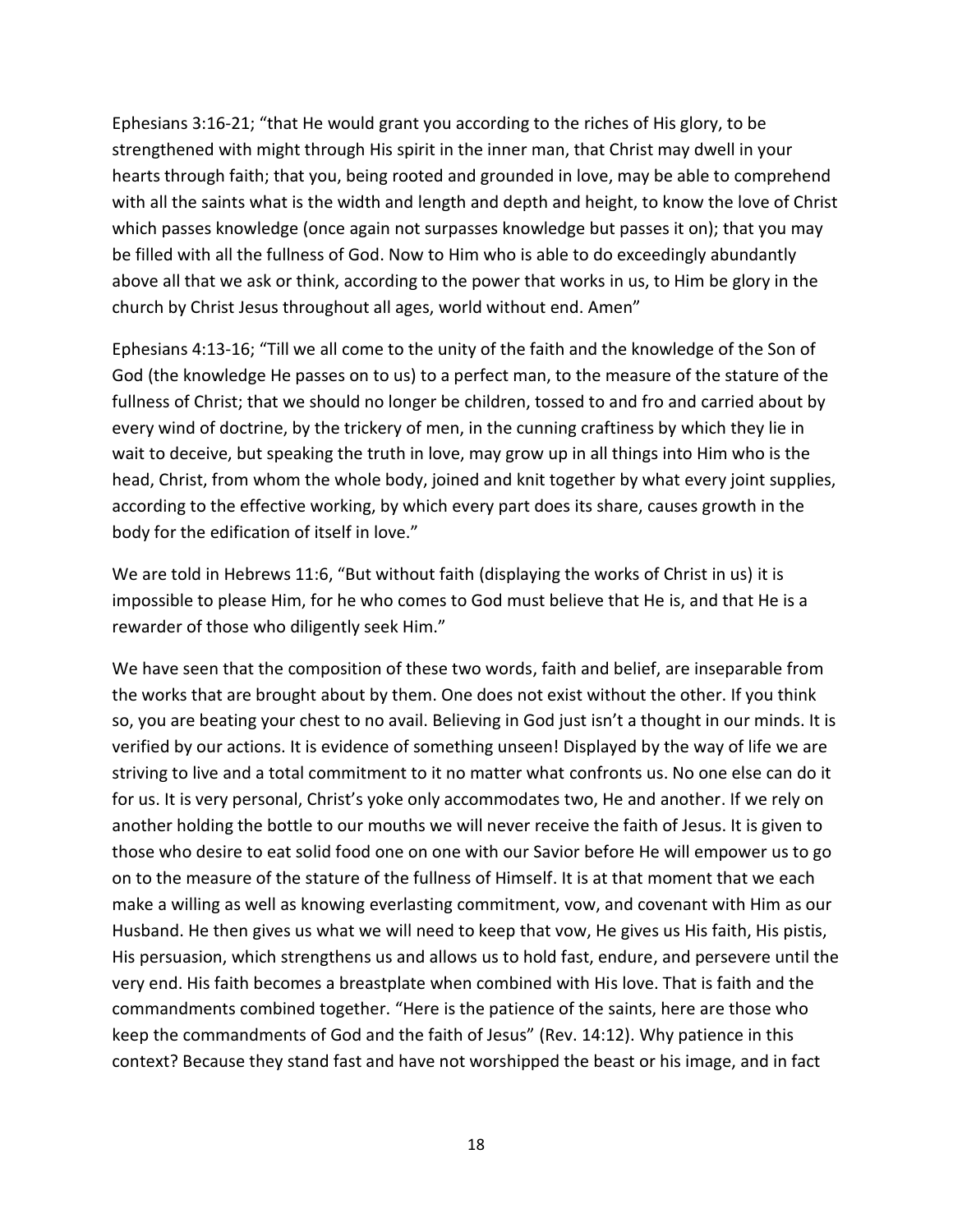Ephesians 3:16-21; “that He would grant you according to the riches of His glory, to be strengthened with might through His spirit in the inner man, that Christ may dwell in your hearts through faith; that you, being rooted and grounded in love, may be able to comprehend with all the saints what is the width and length and depth and height, to know the love of Christ which passes knowledge (once again not surpasses knowledge but passes it on); that you may be filled with all the fullness of God. Now to Him who is able to do exceedingly abundantly above all that we ask or think, according to the power that works in us, to Him be glory in the church by Christ Jesus throughout all ages, world without end. Amen”

Ephesians 4:13-16; “Till we all come to the unity of the faith and the knowledge of the Son of God (the knowledge He passes on to us) to a perfect man, to the measure of the stature of the fullness of Christ; that we should no longer be children, tossed to and fro and carried about by every wind of doctrine, by the trickery of men, in the cunning craftiness by which they lie in wait to deceive, but speaking the truth in love, may grow up in all things into Him who is the head, Christ, from whom the whole body, joined and knit together by what every joint supplies, according to the effective working, by which every part does its share, causes growth in the body for the edification of itself in love.”

We are told in Hebrews 11:6, “But without faith (displaying the works of Christ in us) it is impossible to please Him, for he who comes to God must believe that He is, and that He is a rewarder of those who diligently seek Him.”

We have seen that the composition of these two words, faith and belief, are inseparable from the works that are brought about by them. One does not exist without the other. If you think so, you are beating your chest to no avail. Believing in God just isn’t a thought in our minds. It is verified by our actions. It is evidence of something unseen! Displayed by the way of life we are striving to live and a total commitment to it no matter what confronts us. No one else can do it for us. It is very personal, Christ’s yoke only accommodates two, He and another. If we rely on another holding the bottle to our mouths we will never receive the faith of Jesus. It is given to those who desire to eat solid food one on one with our Savior before He will empower us to go on to the measure of the stature of the fullness of Himself. It is at that moment that we each make a willing as well as knowing everlasting commitment, vow, and covenant with Him as our Husband. He then gives us what we will need to keep that vow, He gives us His faith, His pistis, His persuasion, which strengthens us and allows us to hold fast, endure, and persevere until the very end. His faith becomes a breastplate when combined with His love. That is faith and the commandments combined together. “Here is the patience of the saints, here are those who keep the commandments of God and the faith of Jesus” (Rev. 14:12). Why patience in this context? Because they stand fast and have not worshipped the beast or his image, and in fact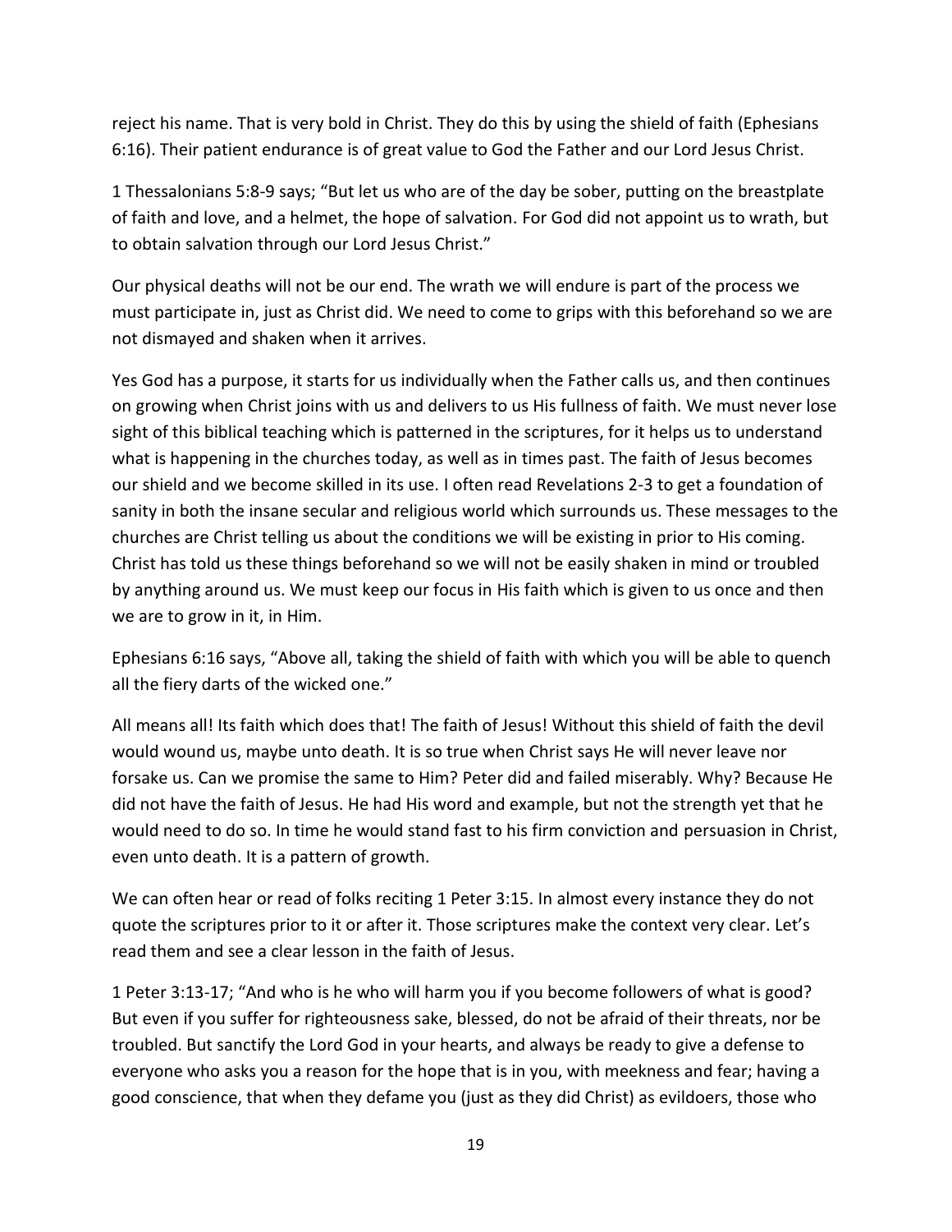reject his name. That is very bold in Christ. They do this by using the shield of faith (Ephesians 6:16). Their patient endurance is of great value to God the Father and our Lord Jesus Christ.

1 Thessalonians 5:8-9 says; "But let us who are of the day be sober, putting on the breastplate of faith and love, and a helmet, the hope of salvation. For God did not appoint us to wrath, but to obtain salvation through our Lord Jesus Christ."

Our physical deaths will not be our end. The wrath we will endure is part of the process we must participate in, just as Christ did. We need to come to grips with this beforehand so we are not dismayed and shaken when it arrives.

Yes God has a purpose, it starts for us individually when the Father calls us, and then continues on growing when Christ joins with us and delivers to us His fullness of faith. We must never lose sight of this biblical teaching which is patterned in the scriptures, for it helps us to understand what is happening in the churches today, as well as in times past. The faith of Jesus becomes our shield and we become skilled in its use. I often read Revelations 2-3 to get a foundation of sanity in both the insane secular and religious world which surrounds us. These messages to the churches are Christ telling us about the conditions we will be existing in prior to His coming. Christ has told us these things beforehand so we will not be easily shaken in mind or troubled by anything around us. We must keep our focus in His faith which is given to us once and then we are to grow in it, in Him.

Ephesians 6:16 says, "Above all, taking the shield of faith with which you will be able to quench all the fiery darts of the wicked one."

All means all! Its faith which does that! The faith of Jesus! Without this shield of faith the devil would wound us, maybe unto death. It is so true when Christ says He will never leave nor forsake us. Can we promise the same to Him? Peter did and failed miserably. Why? Because He did not have the faith of Jesus. He had His word and example, but not the strength yet that he would need to do so. In time he would stand fast to his firm conviction and persuasion in Christ, even unto death. It is a pattern of growth.

We can often hear or read of folks reciting 1 Peter 3:15. In almost every instance they do not quote the scriptures prior to it or after it. Those scriptures make the context very clear. Let's read them and see a clear lesson in the faith of Jesus.

1 Peter 3:13-17; "And who is he who will harm you if you become followers of what is good? But even if you suffer for righteousness sake, blessed, do not be afraid of their threats, nor be troubled. But sanctify the Lord God in your hearts, and always be ready to give a defense to everyone who asks you a reason for the hope that is in you, with meekness and fear; having a good conscience, that when they defame you (just as they did Christ) as evildoers, those who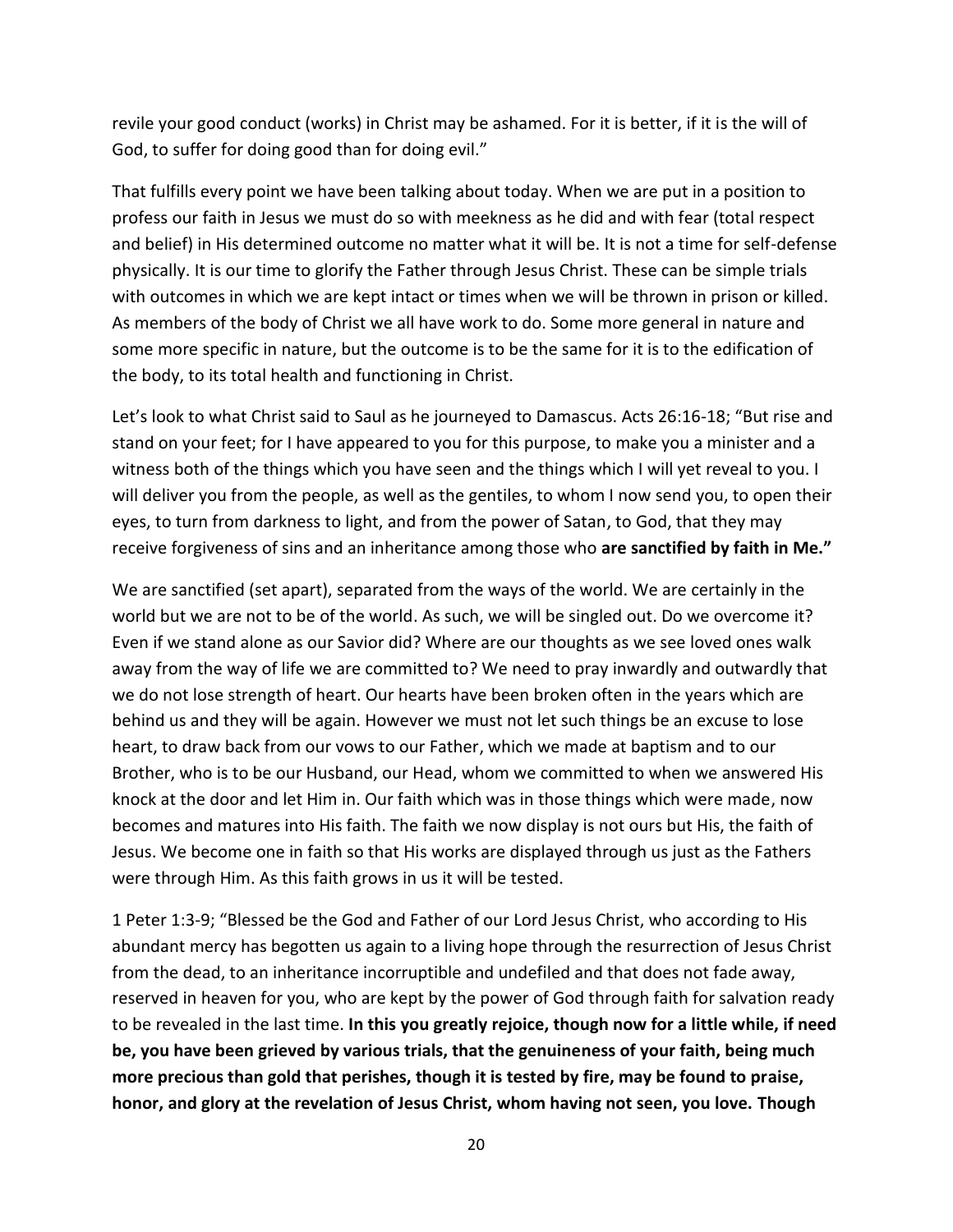revile your good conduct (works) in Christ may be ashamed. For it is better, if it is the will of God, to suffer for doing good than for doing evil."

That fulfills every point we have been talking about today. When we are put in a position to profess our faith in Jesus we must do so with meekness as he did and with fear (total respect and belief) in His determined outcome no matter what it will be. It is not a time for self-defense physically. It is our time to glorify the Father through Jesus Christ. These can be simple trials with outcomes in which we are kept intact or times when we will be thrown in prison or killed. As members of the body of Christ we all have work to do. Some more general in nature and some more specific in nature, but the outcome is to be the same for it is to the edification of the body, to its total health and functioning in Christ.

Let's look to what Christ said to Saul as he journeyed to Damascus. Acts 26:16-18; "But rise and stand on your feet; for I have appeared to you for this purpose, to make you a minister and a witness both of the things which you have seen and the things which I will yet reveal to you. I will deliver you from the people, as well as the gentiles, to whom I now send you, to open their eyes, to turn from darkness to light, and from the power of Satan, to God, that they may receive forgiveness of sins and an inheritance among those who **are sanctified by faith in Me."**

We are sanctified (set apart), separated from the ways of the world. We are certainly in the world but we are not to be of the world. As such, we will be singled out. Do we overcome it? Even if we stand alone as our Savior did? Where are our thoughts as we see loved ones walk away from the way of life we are committed to? We need to pray inwardly and outwardly that we do not lose strength of heart. Our hearts have been broken often in the years which are behind us and they will be again. However we must not let such things be an excuse to lose heart, to draw back from our vows to our Father, which we made at baptism and to our Brother, who is to be our Husband, our Head, whom we committed to when we answered His knock at the door and let Him in. Our faith which was in those things which were made, now becomes and matures into His faith. The faith we now display is not ours but His, the faith of Jesus. We become one in faith so that His works are displayed through us just as the Fathers were through Him. As this faith grows in us it will be tested.

1 Peter 1:3-9; "Blessed be the God and Father of our Lord Jesus Christ, who according to His abundant mercy has begotten us again to a living hope through the resurrection of Jesus Christ from the dead, to an inheritance incorruptible and undefiled and that does not fade away, reserved in heaven for you, who are kept by the power of God through faith for salvation ready to be revealed in the last time. **In this you greatly rejoice, though now for a little while, if need be, you have been grieved by various trials, that the genuineness of your faith, being much more precious than gold that perishes, though it is tested by fire, may be found to praise, honor, and glory at the revelation of Jesus Christ, whom having not seen, you love. Though**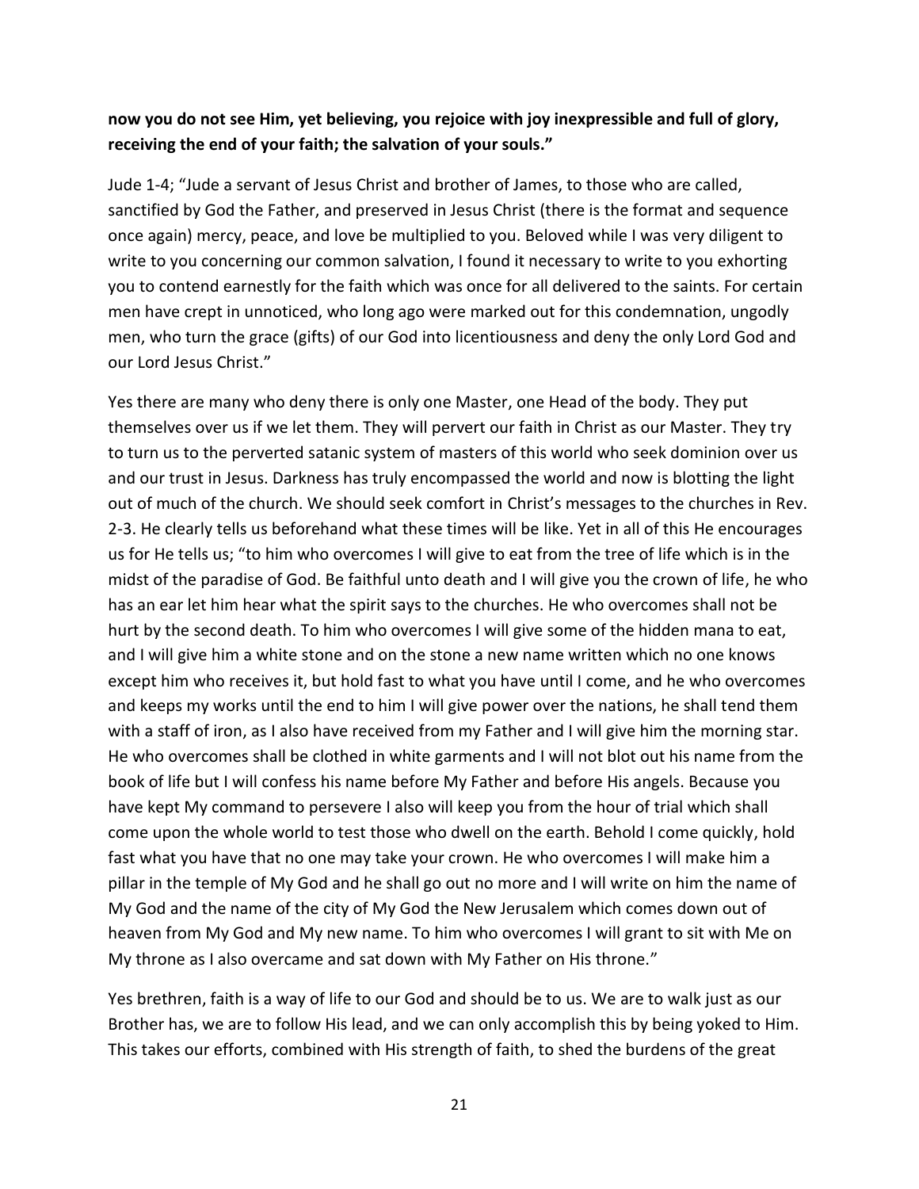**now you do not see Him, yet believing, you rejoice with joy inexpressible and full of glory, receiving the end of your faith; the salvation of your souls."**

Jude 1-4; "Jude a servant of Jesus Christ and brother of James, to those who are called, sanctified by God the Father, and preserved in Jesus Christ (there is the format and sequence once again) mercy, peace, and love be multiplied to you. Beloved while I was very diligent to write to you concerning our common salvation, I found it necessary to write to you exhorting you to contend earnestly for the faith which was once for all delivered to the saints. For certain men have crept in unnoticed, who long ago were marked out for this condemnation, ungodly men, who turn the grace (gifts) of our God into licentiousness and deny the only Lord God and our Lord Jesus Christ."

Yes there are many who deny there is only one Master, one Head of the body. They put themselves over us if we let them. They will pervert our faith in Christ as our Master. They try to turn us to the perverted satanic system of masters of this world who seek dominion over us and our trust in Jesus. Darkness has truly encompassed the world and now is blotting the light out of much of the church. We should seek comfort in Christ's messages to the churches in Rev. 2-3. He clearly tells us beforehand what these times will be like. Yet in all of this He encourages us for He tells us; "to him who overcomes I will give to eat from the tree of life which is in the midst of the paradise of God. Be faithful unto death and I will give you the crown of life, he who has an ear let him hear what the spirit says to the churches. He who overcomes shall not be hurt by the second death. To him who overcomes I will give some of the hidden mana to eat, and I will give him a white stone and on the stone a new name written which no one knows except him who receives it, but hold fast to what you have until I come, and he who overcomes and keeps my works until the end to him I will give power over the nations, he shall tend them with a staff of iron, as I also have received from my Father and I will give him the morning star. He who overcomes shall be clothed in white garments and I will not blot out his name from the book of life but I will confess his name before My Father and before His angels. Because you have kept My command to persevere I also will keep you from the hour of trial which shall come upon the whole world to test those who dwell on the earth. Behold I come quickly, hold fast what you have that no one may take your crown. He who overcomes I will make him a pillar in the temple of My God and he shall go out no more and I will write on him the name of My God and the name of the city of My God the New Jerusalem which comes down out of heaven from My God and My new name. To him who overcomes I will grant to sit with Me on My throne as I also overcame and sat down with My Father on His throne."

Yes brethren, faith is a way of life to our God and should be to us. We are to walk just as our Brother has, we are to follow His lead, and we can only accomplish this by being yoked to Him. This takes our efforts, combined with His strength of faith, to shed the burdens of the great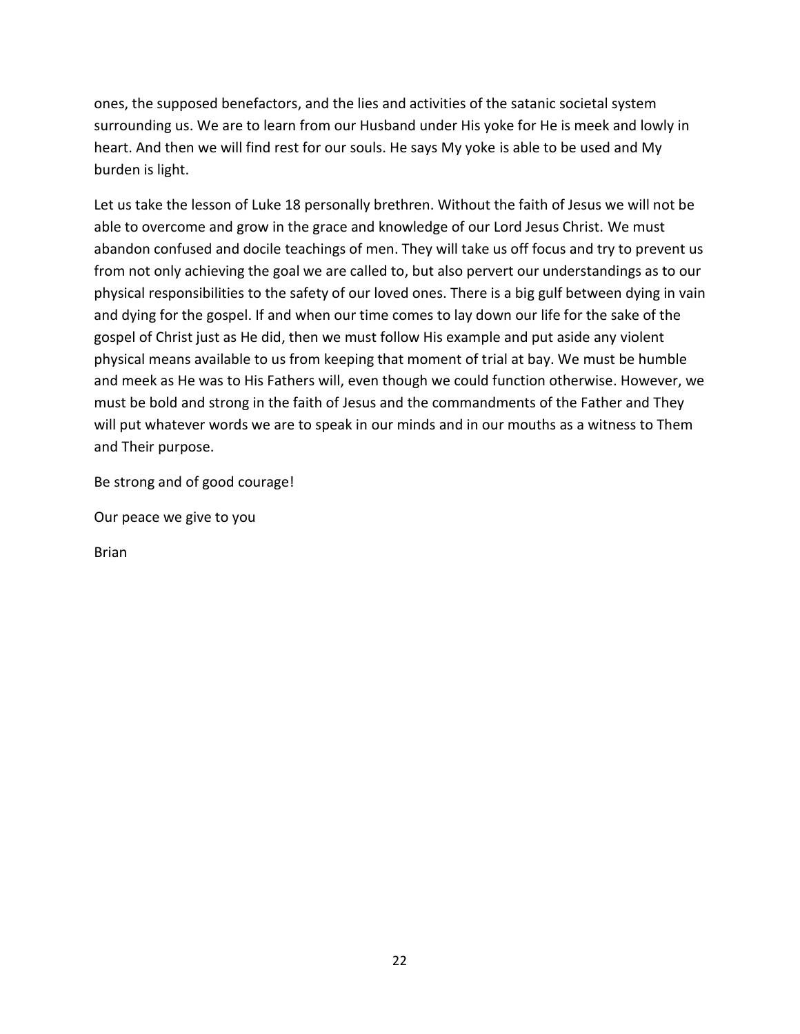ones, the supposed benefactors, and the lies and activities of the satanic societal system surrounding us. We are to learn from our Husband under His yoke for He is meek and lowly in heart. And then we will find rest for our souls. He says My yoke is able to be used and My burden is light.

Let us take the lesson of Luke 18 personally brethren. Without the faith of Jesus we will not be able to overcome and grow in the grace and knowledge of our Lord Jesus Christ. We must abandon confused and docile teachings of men. They will take us off focus and try to prevent us from not only achieving the goal we are called to, but also pervert our understandings as to our physical responsibilities to the safety of our loved ones. There is a big gulf between dying in vain and dying for the gospel. If and when our time comes to lay down our life for the sake of the gospel of Christ just as He did, then we must follow His example and put aside any violent physical means available to us from keeping that moment of trial at bay. We must be humble and meek as He was to His Fathers will, even though we could function otherwise. However, we must be bold and strong in the faith of Jesus and the commandments of the Father and They will put whatever words we are to speak in our minds and in our mouths as a witness to Them and Their purpose.

Be strong and of good courage!

Our peace we give to you

Brian